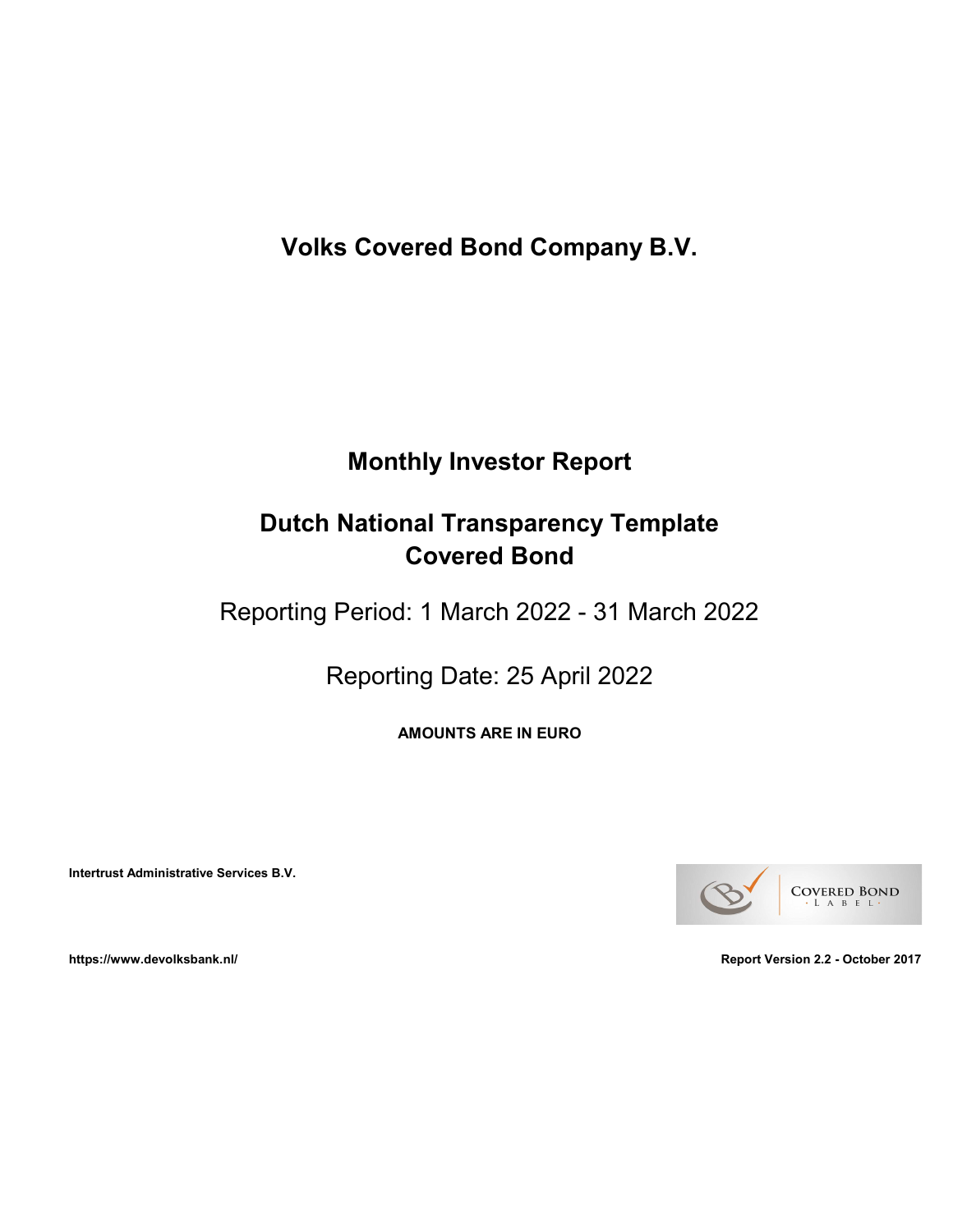# Volks Covered Bond Company B.V.

## Monthly Investor Report

## Dutch National Transparency Template Covered Bond

Reporting Period: 1 March 2022 - 31 March 2022

Reporting Date: 25 April 2022

**AMOUNTS ARE IN EURO**

**Intertrust Administrative Services B.V.**

COVERED BOND LABEL

**https://www.devolksbank.nl/**

**Report Version 2.2 - October 2017**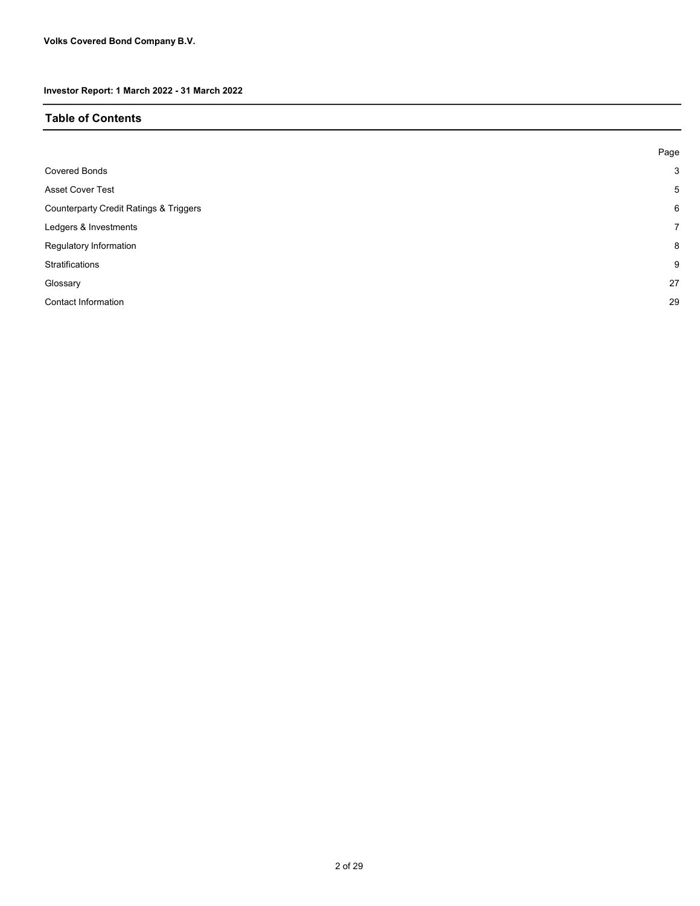**Volks Covered Bond Company B.V.**

**Investor Report: 1 March 2022 - 31 March 2022**

## Table of Contents

| | Page |
|---|---|
| Covered Bonds | 3 |
| Asset Cover Test | 5 |
| Counterparty Credit Ratings & Triggers | 6 |
| Ledgers & Investments | 7 |
| Regulatory Information | 8 |
| Stratifications | 9 |
| Glossary | 27 |
| Contact Information | 29 |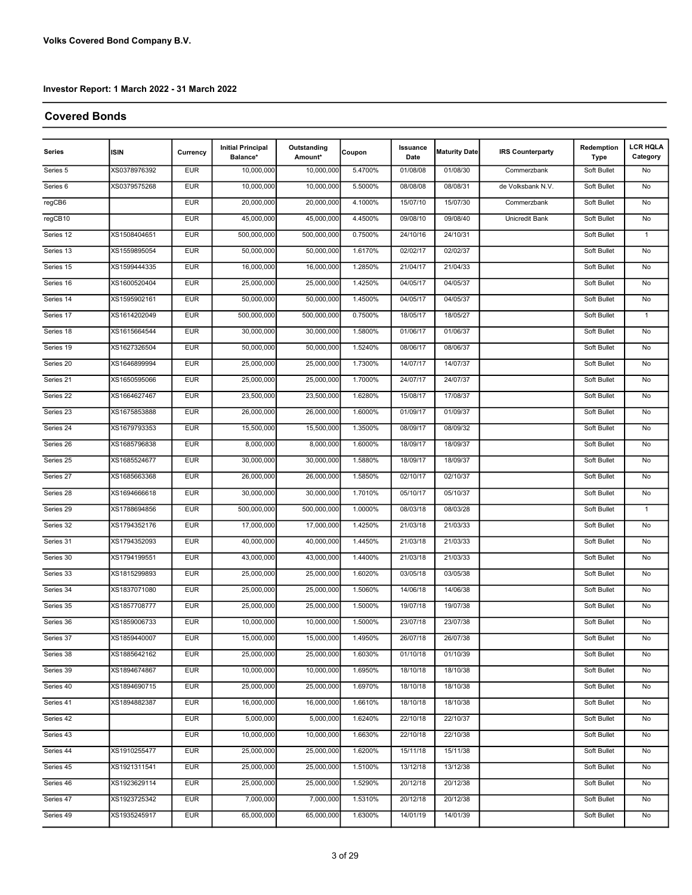**Volks Covered Bond Company B.V.**

**Investor Report: 1 March 2022 - 31 March 2022**

## Covered Bonds

| Series | ISIN | Currency | Initial Principal Balance* | Outstanding Amount* | Coupon | Issuance Date | Maturity Date | IRS Counterparty | Redemption Type | LCR HQLA Category |
|---|---|---|---|---|---|---|---|---|---|---|
| Series 5 | XS0378976392 | EUR | 10,000,000 | 10,000,000 | 5.4700% | 01/08/08 | 01/08/30 | Commerzbank | Soft Bullet | No |
| Series 6 | XS0379575268 | EUR | 10,000,000 | 10,000,000 | 5.5000% | 08/08/08 | 08/08/31 | de Volksbank N.V. | Soft Bullet | No |
| regCB6 | | EUR | 20,000,000 | 20,000,000 | 4.1000% | 15/07/10 | 15/07/30 | Commerzbank | Soft Bullet | No |
| regCB10 | | EUR | 45,000,000 | 45,000,000 | 4.4500% | 09/08/10 | 09/08/40 | Unicredit Bank | Soft Bullet | No |
| Series 12 | XS1508404651 | EUR | 500,000,000 | 500,000,000 | 0.7500% | 24/10/16 | 24/10/31 | | Soft Bullet | 1 |
| Series 13 | XS1559895054 | EUR | 50,000,000 | 50,000,000 | 1.6170% | 02/02/17 | 02/02/37 | | Soft Bullet | No |
| Series 15 | XS1599444335 | EUR | 16,000,000 | 16,000,000 | 1.2850% | 21/04/17 | 21/04/33 | | Soft Bullet | No |
| Series 16 | XS1600520404 | EUR | 25,000,000 | 25,000,000 | 1.4250% | 04/05/17 | 04/05/37 | | Soft Bullet | No |
| Series 14 | XS1595902161 | EUR | 50,000,000 | 50,000,000 | 1.4500% | 04/05/17 | 04/05/37 | | Soft Bullet | No |
| Series 17 | XS1614202049 | EUR | 500,000,000 | 500,000,000 | 0.7500% | 18/05/17 | 18/05/27 | | Soft Bullet | 1 |
| Series 18 | XS1615664544 | EUR | 30,000,000 | 30,000,000 | 1.5800% | 01/06/17 | 01/06/37 | | Soft Bullet | No |
| Series 19 | XS1627326504 | EUR | 50,000,000 | 50,000,000 | 1.5240% | 08/06/17 | 08/06/37 | | Soft Bullet | No |
| Series 20 | XS1646899994 | EUR | 25,000,000 | 25,000,000 | 1.7300% | 14/07/17 | 14/07/37 | | Soft Bullet | No |
| Series 21 | XS1650595066 | EUR | 25,000,000 | 25,000,000 | 1.7000% | 24/07/17 | 24/07/37 | | Soft Bullet | No |
| Series 22 | XS1664627467 | EUR | 23,500,000 | 23,500,000 | 1.6280% | 15/08/17 | 17/08/37 | | Soft Bullet | No |
| Series 23 | XS1675853888 | EUR | 26,000,000 | 26,000,000 | 1.6000% | 01/09/17 | 01/09/37 | | Soft Bullet | No |
| Series 24 | XS1679793353 | EUR | 15,500,000 | 15,500,000 | 1.3500% | 08/09/17 | 08/09/32 | | Soft Bullet | No |
| Series 26 | XS1685796838 | EUR | 8,000,000 | 8,000,000 | 1.6000% | 18/09/17 | 18/09/37 | | Soft Bullet | No |
| Series 25 | XS1685524677 | EUR | 30,000,000 | 30,000,000 | 1.5880% | 18/09/17 | 18/09/37 | | Soft Bullet | No |
| Series 27 | XS1685663368 | EUR | 26,000,000 | 26,000,000 | 1.5850% | 02/10/17 | 02/10/37 | | Soft Bullet | No |
| Series 28 | XS1694666618 | EUR | 30,000,000 | 30,000,000 | 1.7010% | 05/10/17 | 05/10/37 | | Soft Bullet | No |
| Series 29 | XS1788694856 | EUR | 500,000,000 | 500,000,000 | 1.0000% | 08/03/18 | 08/03/28 | | Soft Bullet | 1 |
| Series 32 | XS1794352176 | EUR | 17,000,000 | 17,000,000 | 1.4250% | 21/03/18 | 21/03/33 | | Soft Bullet | No |
| Series 31 | XS1794352093 | EUR | 40,000,000 | 40,000,000 | 1.4450% | 21/03/18 | 21/03/33 | | Soft Bullet | No |
| Series 30 | XS1794199551 | EUR | 43,000,000 | 43,000,000 | 1.4400% | 21/03/18 | 21/03/33 | | Soft Bullet | No |
| Series 33 | XS1815299893 | EUR | 25,000,000 | 25,000,000 | 1.6020% | 03/05/18 | 03/05/38 | | Soft Bullet | No |
| Series 34 | XS1837071080 | EUR | 25,000,000 | 25,000,000 | 1.5060% | 14/06/18 | 14/06/38 | | Soft Bullet | No |
| Series 35 | XS1857708777 | EUR | 25,000,000 | 25,000,000 | 1.5000% | 19/07/18 | 19/07/38 | | Soft Bullet | No |
| Series 36 | XS1859006733 | EUR | 10,000,000 | 10,000,000 | 1.5000% | 23/07/18 | 23/07/38 | | Soft Bullet | No |
| Series 37 | XS1859440007 | EUR | 15,000,000 | 15,000,000 | 1.4950% | 26/07/18 | 26/07/38 | | Soft Bullet | No |
| Series 38 | XS1885642162 | EUR | 25,000,000 | 25,000,000 | 1.6030% | 01/10/18 | 01/10/39 | | Soft Bullet | No |
| Series 39 | XS1894674867 | EUR | 10,000,000 | 10,000,000 | 1.6950% | 18/10/18 | 18/10/38 | | Soft Bullet | No |
| Series 40 | XS1894690715 | EUR | 25,000,000 | 25,000,000 | 1.6970% | 18/10/18 | 18/10/38 | | Soft Bullet | No |
| Series 41 | XS1894882387 | EUR | 16,000,000 | 16,000,000 | 1.6610% | 18/10/18 | 18/10/38 | | Soft Bullet | No |
| Series 42 | | EUR | 5,000,000 | 5,000,000 | 1.6240% | 22/10/18 | 22/10/37 | | Soft Bullet | No |
| Series 43 | | EUR | 10,000,000 | 10,000,000 | 1.6630% | 22/10/18 | 22/10/38 | | Soft Bullet | No |
| Series 44 | XS1910255477 | EUR | 25,000,000 | 25,000,000 | 1.6200% | 15/11/18 | 15/11/38 | | Soft Bullet | No |
| Series 45 | XS1921311541 | EUR | 25,000,000 | 25,000,000 | 1.5100% | 13/12/18 | 13/12/38 | | Soft Bullet | No |
| Series 46 | XS1923629114 | EUR | 25,000,000 | 25,000,000 | 1.5290% | 20/12/18 | 20/12/38 | | Soft Bullet | No |
| Series 47 | XS1923725342 | EUR | 7,000,000 | 7,000,000 | 1.5310% | 20/12/18 | 20/12/38 | | Soft Bullet | No |
| Series 49 | XS1935245917 | EUR | 65,000,000 | 65,000,000 | 1.6300% | 14/01/19 | 14/01/39 | | Soft Bullet | No |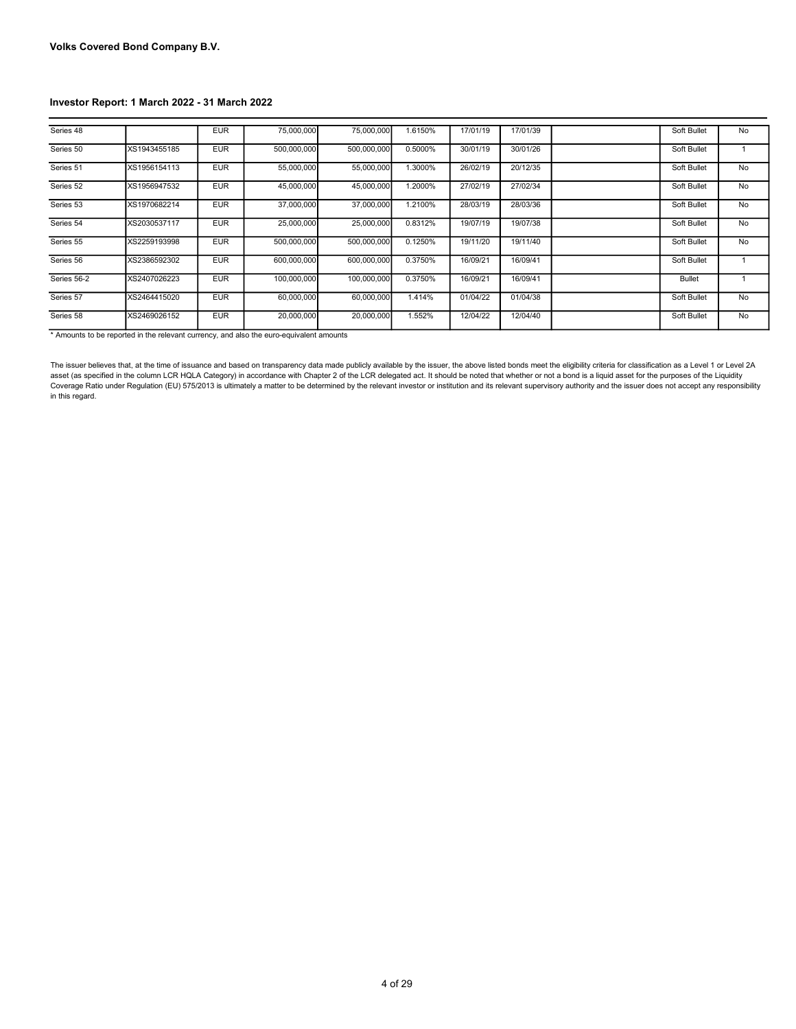**Volks Covered Bond Company B.V.**

**Investor Report: 1 March 2022 - 31 March 2022**

| | | | | | | | | | | |
|---|---|---|---|---|---|---|---|---|---|---|
| Series 48 | | EUR | 75,000,000 | 75,000,000 | 1.6150% | 17/01/19 | 17/01/39 | | Soft Bullet | No |
| Series 50 | XS1943455185 | EUR | 500,000,000 | 500,000,000 | 0.5000% | 30/01/19 | 30/01/26 | | Soft Bullet | 1 |
| Series 51 | XS1956154113 | EUR | 55,000,000 | 55,000,000 | 1.3000% | 26/02/19 | 20/12/35 | | Soft Bullet | No |
| Series 52 | XS1956947532 | EUR | 45,000,000 | 45,000,000 | 1.2000% | 27/02/19 | 27/02/34 | | Soft Bullet | No |
| Series 53 | XS1970682214 | EUR | 37,000,000 | 37,000,000 | 1.2100% | 28/03/19 | 28/03/36 | | Soft Bullet | No |
| Series 54 | XS2030537117 | EUR | 25,000,000 | 25,000,000 | 0.8312% | 19/07/19 | 19/07/38 | | Soft Bullet | No |
| Series 55 | XS2259193998 | EUR | 500,000,000 | 500,000,000 | 0.1250% | 19/11/20 | 19/11/40 | | Soft Bullet | No |
| Series 56 | XS2386592302 | EUR | 600,000,000 | 600,000,000 | 0.3750% | 16/09/21 | 16/09/41 | | Soft Bullet | 1 |
| Series 56-2 | XS2407026223 | EUR | 100,000,000 | 100,000,000 | 0.3750% | 16/09/21 | 16/09/41 | | Bullet | 1 |
| Series 57 | XS2464415020 | EUR | 60,000,000 | 60,000,000 | 1.414% | 01/04/22 | 01/04/38 | | Soft Bullet | No |
| Series 58 | XS2469026152 | EUR | 20,000,000 | 20,000,000 | 1.552% | 12/04/22 | 12/04/40 | | Soft Bullet | No |

* Amounts to be reported in the relevant currency, and also the euro-equivalent amounts

The issuer believes that, at the time of issuance and based on transparency data made publicly available by the issuer, the above listed bonds meet the eligibility criteria for classification as a Level 1 or Level 2A asset (as specified in the column LCR HQLA Category) in accordance with Chapter 2 of the LCR delegated act. It should be noted that whether or not a bond is a liquid asset for the purposes of the Liquidity Coverage Ratio under Regulation (EU) 575/2013 is ultimately a matter to be determined by the relevant investor or institution and its relevant supervisory authority and the issuer does not accept any responsibility in this regard.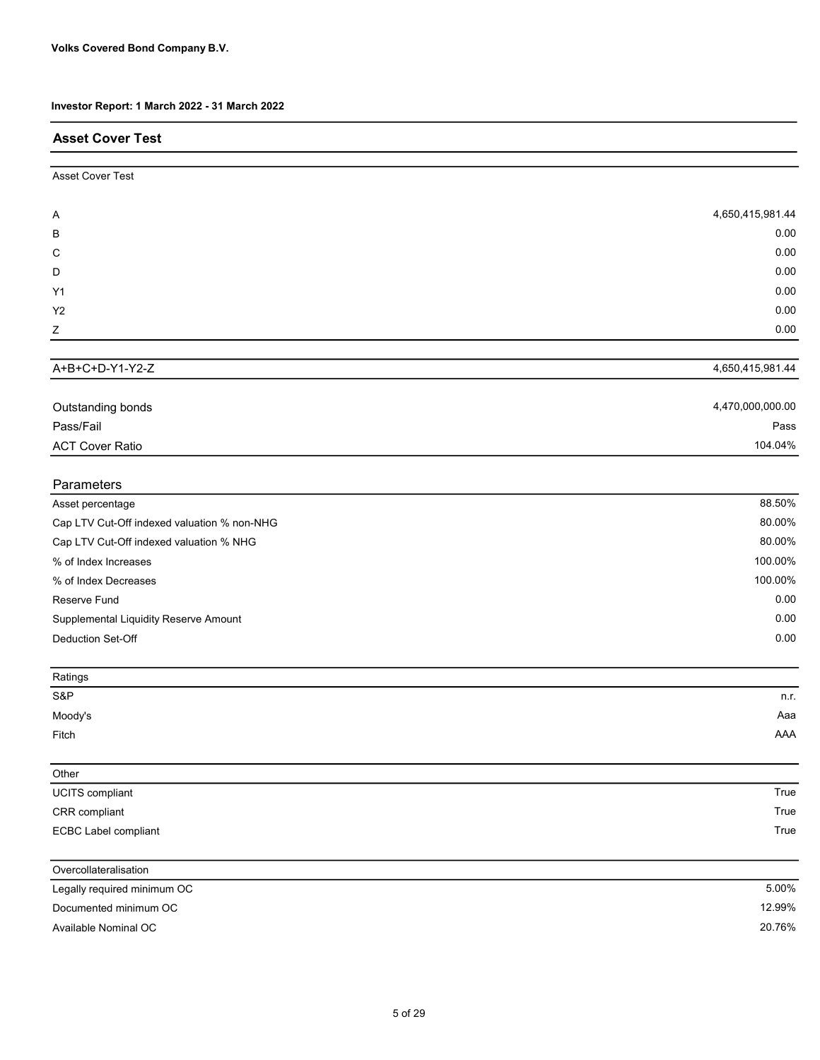**Volks Covered Bond Company B.V.**

**Investor Report: 1 March 2022 - 31 March 2022**

## Asset Cover Test

| Asset Cover Test | |
|---|---|
| A | 4,650,415,981.44 |
| B | 0.00 |
| C | 0.00 |
| D | 0.00 |
| Y1 | 0.00 |
| Y2 | 0.00 |
| Z | 0.00 |

| | |
|---|---|
| A+B+C+D-Y1-Y2-Z | 4,650,415,981.44 |

| | |
|---|---|
| Outstanding bonds | 4,470,000,000.00 |
| Pass/Fail | Pass |
| ACT Cover Ratio | 104.04% |

| Parameters | |
|---|---|
| Asset percentage | 88.50% |
| Cap LTV Cut-Off indexed valuation % non-NHG | 80.00% |
| Cap LTV Cut-Off indexed valuation % NHG | 80.00% |
| % of Index Increases | 100.00% |
| % of Index Decreases | 100.00% |
| Reserve Fund | 0.00 |
| Supplemental Liquidity Reserve Amount | 0.00 |
| Deduction Set-Off | 0.00 |

| Ratings | |
|---|---|
| S&P | n.r. |
| Moody's | Aaa |
| Fitch | AAA |

| Other | |
|---|---|
| UCITS compliant | True |
| CRR compliant | True |
| ECBC Label compliant | True |

| Overcollateralisation | |
|---|---|
| Legally required minimum OC | 5.00% |
| Documented minimum OC | 12.99% |
| Available Nominal OC | 20.76% |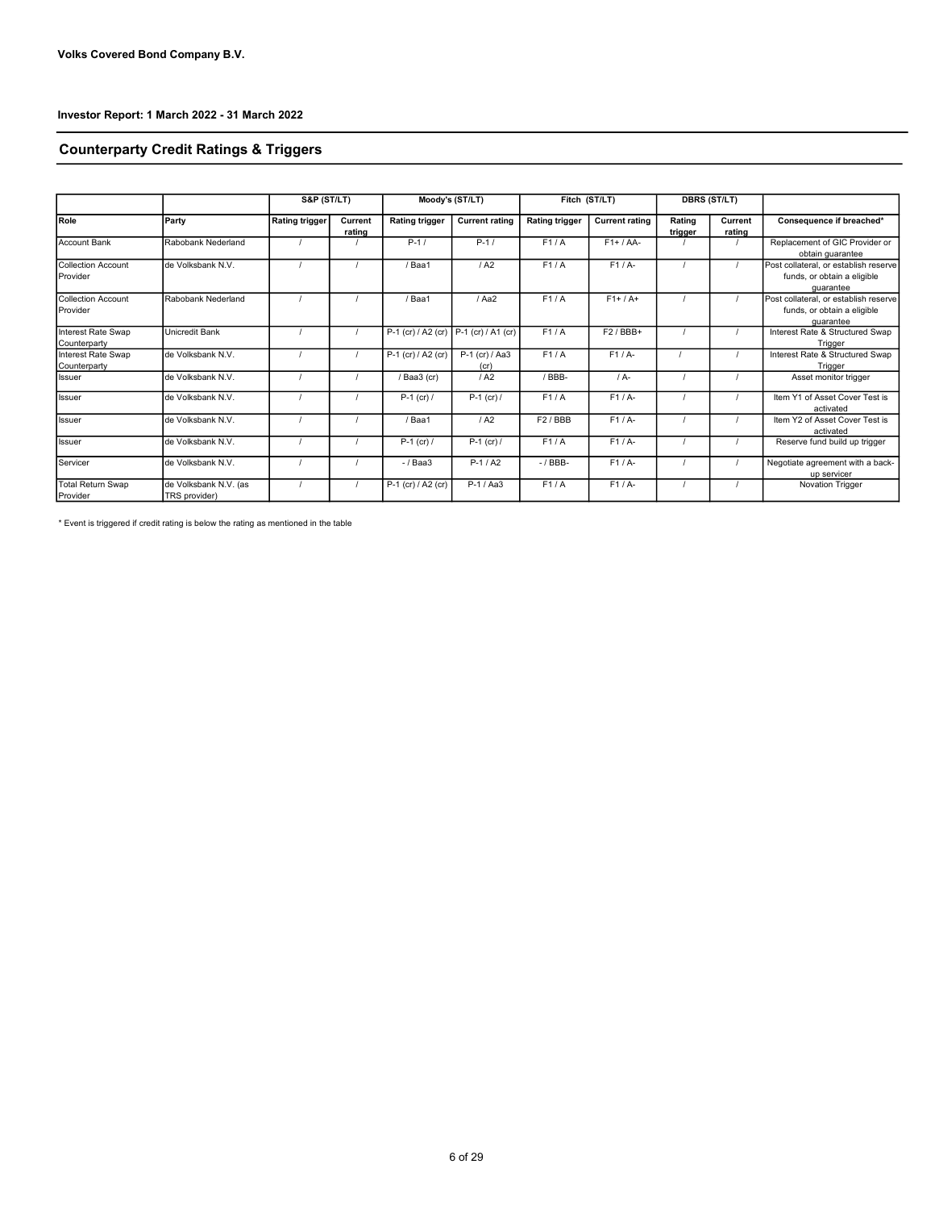**Volks Covered Bond Company B.V.**

**Investor Report: 1 March 2022 - 31 March 2022**

## Counterparty Credit Ratings & Triggers

| | | S&P (ST/LT) | | Moody's (ST/LT) | | Fitch (ST/LT) | | DBRS (ST/LT) | | |
|---|---|---|---|---|---|---|---|---|---|---|
| **Role** | **Party** | **Rating trigger** | **Current rating** | **Rating trigger** | **Current rating** | **Rating trigger** | **Current rating** | **Rating trigger** | **Current rating** | **Consequence if breached*** |
| Account Bank | Rabobank Nederland | / | / | P-1 / | P-1 / | F1 / A | F1+ / AA- | / | / | Replacement of GIC Provider or obtain guarantee |
| Collection Account Provider | de Volksbank N.V. | / | / | / Baa1 | / A2 | F1 / A | F1 / A- | / | / | Post collateral, or establish reserve funds, or obtain a eligible guarantee |
| Collection Account Provider | Rabobank Nederland | / | / | / Baa1 | / Aa2 | F1 / A | F1+ / A+ | / | / | Post collateral, or establish reserve funds, or obtain a eligible guarantee |
| Interest Rate Swap Counterparty | Unicredit Bank | / | / | P-1 (cr) / A2 (cr) | P-1 (cr) / A1 (cr) | F1 / A | F2 / BBB+ | / | / | Interest Rate & Structured Swap Trigger |
| Interest Rate Swap Counterparty | de Volksbank N.V. | / | / | P-1 (cr) / A2 (cr) | P-1 (cr) / Aa3 (cr) | F1 / A | F1 / A- | / | / | Interest Rate & Structured Swap Trigger |
| Issuer | de Volksbank N.V. | / | / | / Baa3 (cr) | / A2 | / BBB- | / A- | / | / | Asset monitor trigger |
| Issuer | de Volksbank N.V. | / | / | P-1 (cr) / | P-1 (cr) / | F1 / A | F1 / A- | / | / | Item Y1 of Asset Cover Test is activated |
| Issuer | de Volksbank N.V. | / | / | / Baa1 | / A2 | F2 / BBB | F1 / A- | / | / | Item Y2 of Asset Cover Test is activated |
| Issuer | de Volksbank N.V. | / | / | P-1 (cr) / | P-1 (cr) / | F1 / A | F1 / A- | / | / | Reserve fund build up trigger |
| Servicer | de Volksbank N.V. | / | / | - / Baa3 | P-1 / A2 | - / BBB- | F1 / A- | / | / | Negotiate agreement with a back-up servicer |
| Total Return Swap Provider | de Volksbank N.V. (as TRS provider) | / | / | P-1 (cr) / A2 (cr) | P-1 / Aa3 | F1 / A | F1 / A- | / | / | Novation Trigger |

* Event is triggered if credit rating is below the rating as mentioned in the table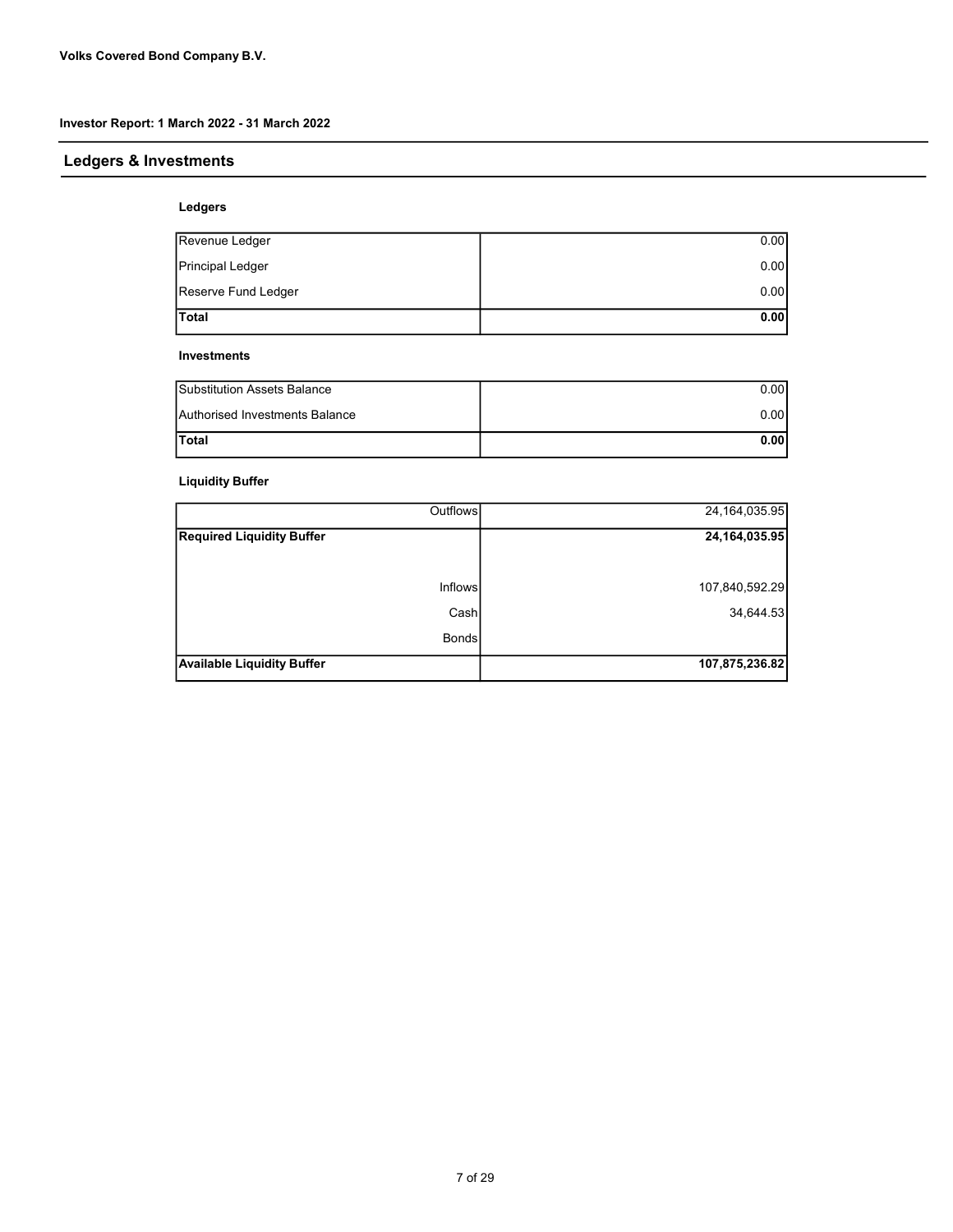**Volks Covered Bond Company B.V.**

**Investor Report: 1 March 2022 - 31 March 2022**

## Ledgers & Investments

### Ledgers

| | |
|---|---|
| Revenue Ledger | 0.00 |
| Principal Ledger | 0.00 |
| Reserve Fund Ledger | 0.00 |
| **Total** | **0.00** |

### Investments

| | |
|---|---|
| Substitution Assets Balance | 0.00 |
| Authorised Investments Balance | 0.00 |
| **Total** | **0.00** |

### Liquidity Buffer

| | |
|---|---|
| Outflows | 24,164,035.95 |
| **Required Liquidity Buffer** | **24,164,035.95** |
| | |
| Inflows | 107,840,592.29 |
| Cash | 34,644.53 |
| Bonds | |
| **Available Liquidity Buffer** | **107,875,236.82** |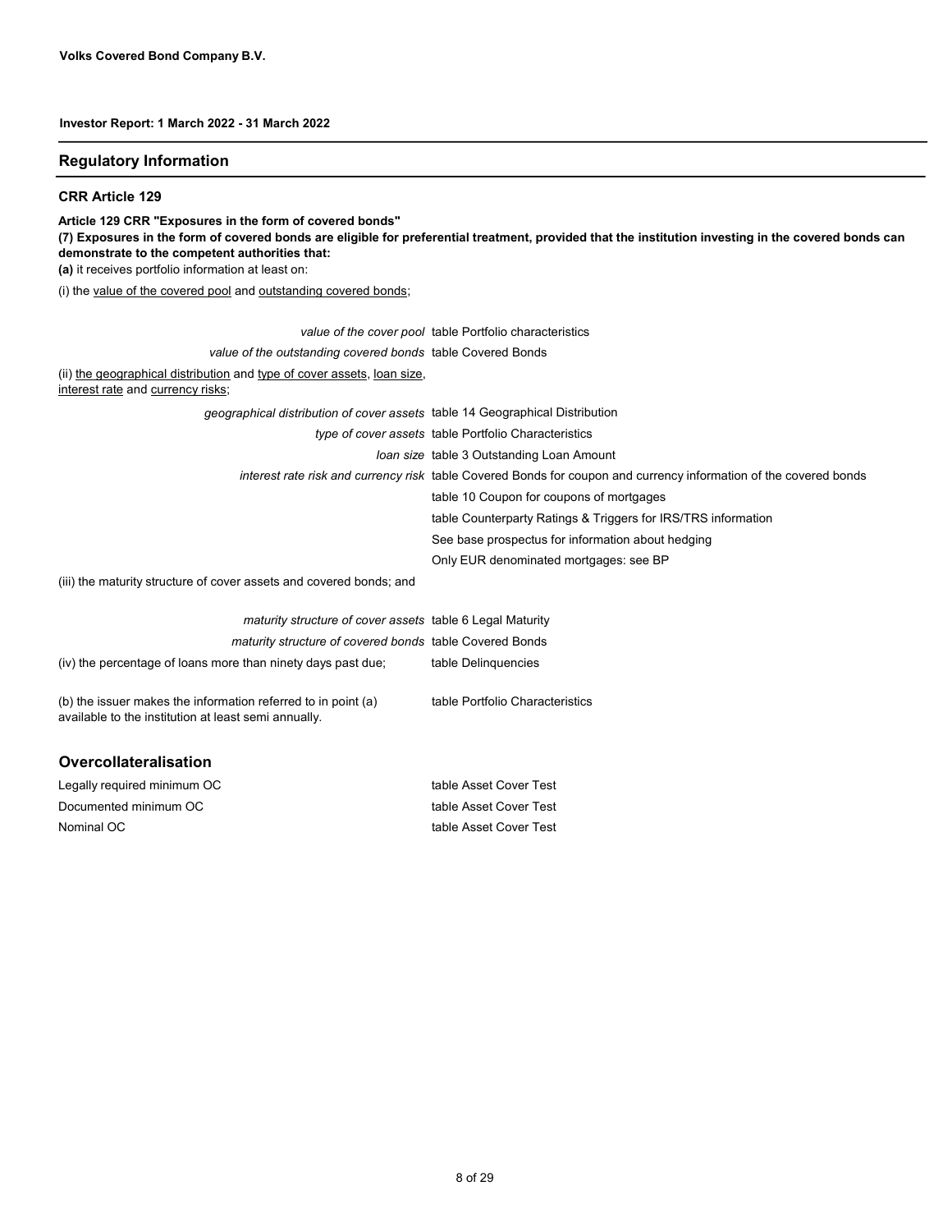**Volks Covered Bond Company B.V.**

**Investor Report: 1 March 2022 - 31 March 2022**

## Regulatory Information

### CRR Article 129

**Article 129 CRR "Exposures in the form of covered bonds"**
**(7) Exposures in the form of covered bonds are eligible for preferential treatment, provided that the institution investing in the covered bonds can demonstrate to the competent authorities that:**
**(a)** it receives portfolio information at least on:

(i) the value of the covered pool and outstanding covered bonds;

| | |
|---|---|
| *value of the cover pool* | table Portfolio characteristics |
| *value of the outstanding covered bonds* | table Covered Bonds |

(ii) the geographical distribution and type of cover assets, loan size, interest rate and currency risks;

| | |
|---|---|
| *geographical distribution of cover assets* | table 14 Geographical Distribution |
| *type of cover assets* | table Portfolio Characteristics |
| *loan size* | table 3 Outstanding Loan Amount |
| *interest rate risk and currency risk* | table Covered Bonds for coupon and currency information of the covered bonds |
| | table 10 Coupon for coupons of mortgages |
| | table Counterparty Ratings & Triggers for IRS/TRS information |
| | See base prospectus for information about hedging |
| | Only EUR denominated mortgages: see BP |

(iii) the maturity structure of cover assets and covered bonds; and

| | |
|---|---|
| *maturity structure of cover assets* | table 6 Legal Maturity |
| *maturity structure of covered bonds* | table Covered Bonds |
| (iv) the percentage of loans more than ninety days past due; | table Delinquencies |
| (b) the issuer makes the information referred to in point (a) available to the institution at least semi annually. | table Portfolio Characteristics |

## Overcollateralisation

| | |
|---|---|
| Legally required minimum OC | table Asset Cover Test |
| Documented minimum OC | table Asset Cover Test |
| Nominal OC | table Asset Cover Test |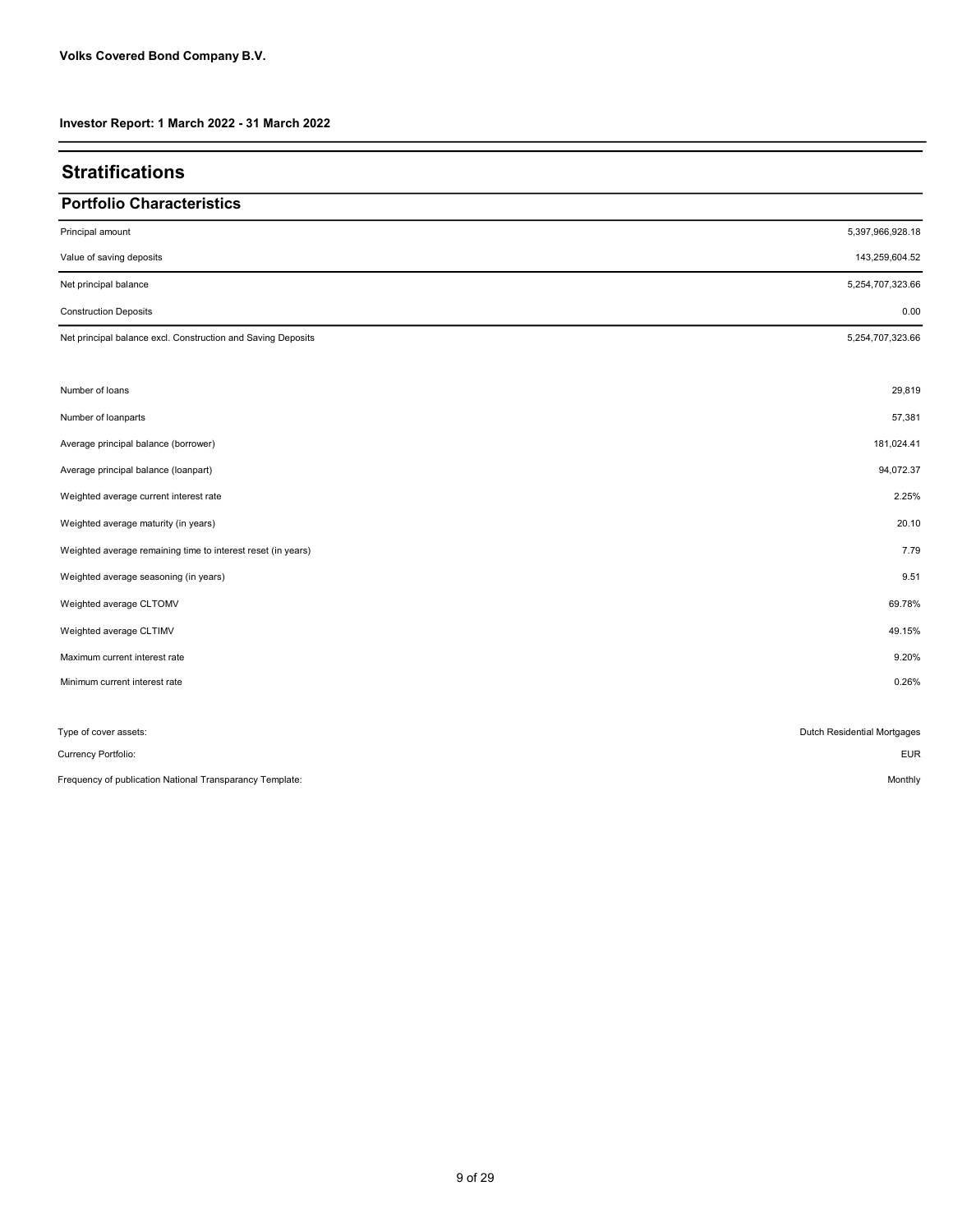# Stratifications

## Portfolio Characteristics

| | |
|---|---|
| Principal amount | 5,397,966,928.18 |
| Value of saving deposits | 143,259,604.52 |
| Net principal balance | 5,254,707,323.66 |
| Construction Deposits | 0.00 |
| Net principal balance excl. Construction and Saving Deposits | 5,254,707,323.66 |

| | |
|---|---|
| Number of loans | 29,819 |
| Number of loanparts | 57,381 |
| Average principal balance (borrower) | 181,024.41 |
| Average principal balance (loanpart) | 94,072.37 |
| Weighted average current interest rate | 2.25% |
| Weighted average maturity (in years) | 20.10 |
| Weighted average remaining time to interest reset (in years) | 7.79 |
| Weighted average seasoning (in years) | 9.51 |
| Weighted average CLTOMV | 69.78% |
| Weighted average CLTIMV | 49.15% |
| Maximum current interest rate | 9.20% |
| Minimum current interest rate | 0.26% |

| | |
|---|---|
| Type of cover assets: | Dutch Residential Mortgages |
| Currency Portfolio: | EUR |
| Frequency of publication National Transparancy Template: | Monthly |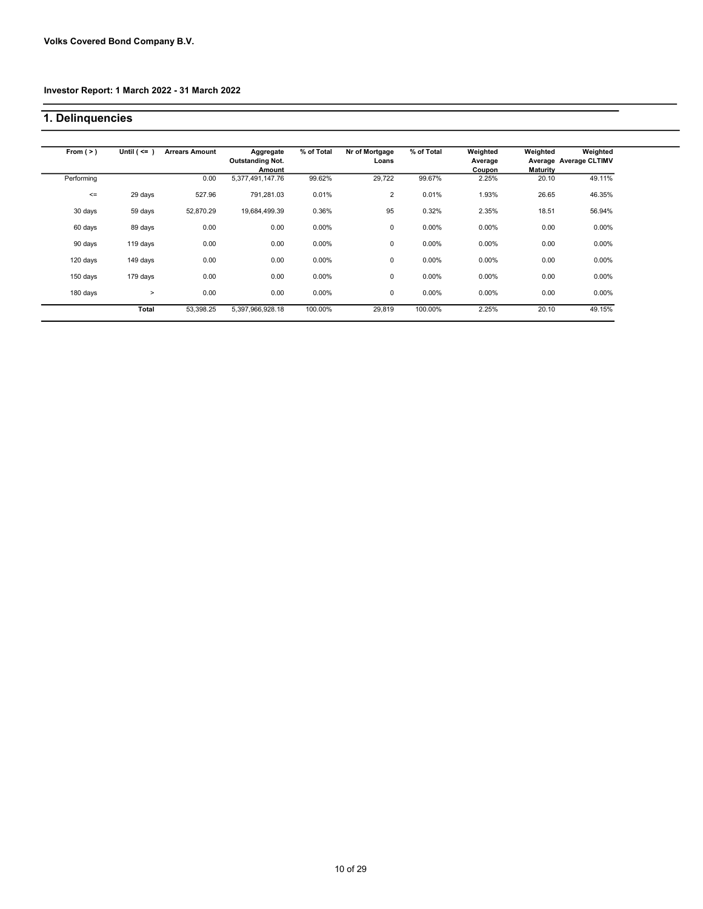**Volks Covered Bond Company B.V.**

**Investor Report: 1 March 2022 - 31 March 2022**

## 1. Delinquencies

| From ( > ) | Until ( <= ) | Arrears Amount | Aggregate Outstanding Not. Amount | % of Total | Nr of Mortgage Loans | % of Total | Weighted Average Coupon | Weighted Average Maturity | Weighted Average CLTIMV |
|---|---|---|---|---|---|---|---|---|---|
| Performing | | 0.00 | 5,377,491,147.76 | 99.62% | 29,722 | 99.67% | 2.25% | 20.10 | 49.11% |
| <= | 29 days | 527.96 | 791,281.03 | 0.01% | 2 | 0.01% | 1.93% | 26.65 | 46.35% |
| 30 days | 59 days | 52,870.29 | 19,684,499.39 | 0.36% | 95 | 0.32% | 2.35% | 18.51 | 56.94% |
| 60 days | 89 days | 0.00 | 0.00 | 0.00% | 0 | 0.00% | 0.00% | 0.00 | 0.00% |
| 90 days | 119 days | 0.00 | 0.00 | 0.00% | 0 | 0.00% | 0.00% | 0.00 | 0.00% |
| 120 days | 149 days | 0.00 | 0.00 | 0.00% | 0 | 0.00% | 0.00% | 0.00 | 0.00% |
| 150 days | 179 days | 0.00 | 0.00 | 0.00% | 0 | 0.00% | 0.00% | 0.00 | 0.00% |
| 180 days | > | 0.00 | 0.00 | 0.00% | 0 | 0.00% | 0.00% | 0.00 | 0.00% |
| | **Total** | 53,398.25 | 5,397,966,928.18 | 100.00% | 29,819 | 100.00% | 2.25% | 20.10 | 49.15% |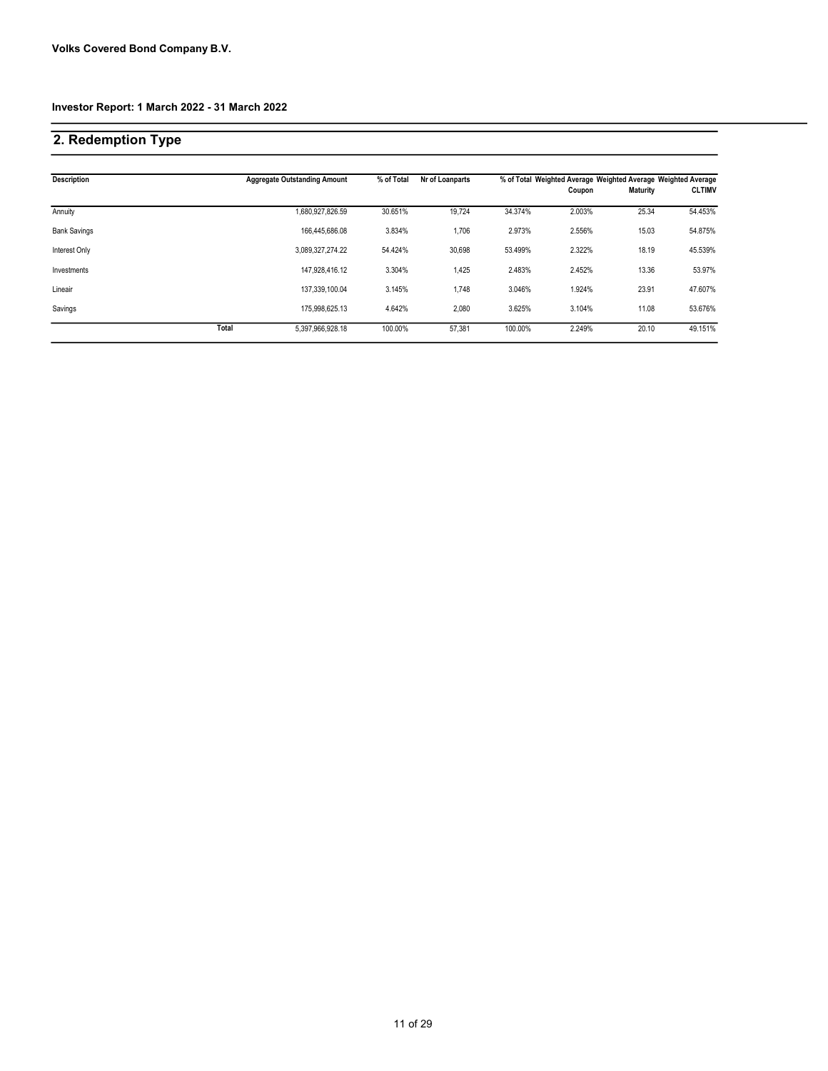**Volks Covered Bond Company B.V.**

**Investor Report: 1 March 2022 - 31 March 2022**

## 2. Redemption Type

| Description | Aggregate Outstanding Amount | % of Total | Nr of Loanparts | % of Total | Weighted Average Coupon | Weighted Average Maturity | Weighted Average CLTIMV |
|---|---|---|---|---|---|---|---|
| Annuity | 1,680,927,826.59 | 30.651% | 19,724 | 34.374% | 2.003% | 25.34 | 54.453% |
| Bank Savings | 166,445,686.08 | 3.834% | 1,706 | 2.973% | 2.556% | 15.03 | 54.875% |
| Interest Only | 3,089,327,274.22 | 54.424% | 30,698 | 53.499% | 2.322% | 18.19 | 45.539% |
| Investments | 147,928,416.12 | 3.304% | 1,425 | 2.483% | 2.452% | 13.36 | 53.97% |
| Lineair | 137,339,100.04 | 3.145% | 1,748 | 3.046% | 1.924% | 23.91 | 47.607% |
| Savings | 175,998,625.13 | 4.642% | 2,080 | 3.625% | 3.104% | 11.08 | 53.676% |
| **Total** | 5,397,966,928.18 | 100.00% | 57,381 | 100.00% | 2.249% | 20.10 | 49.151% |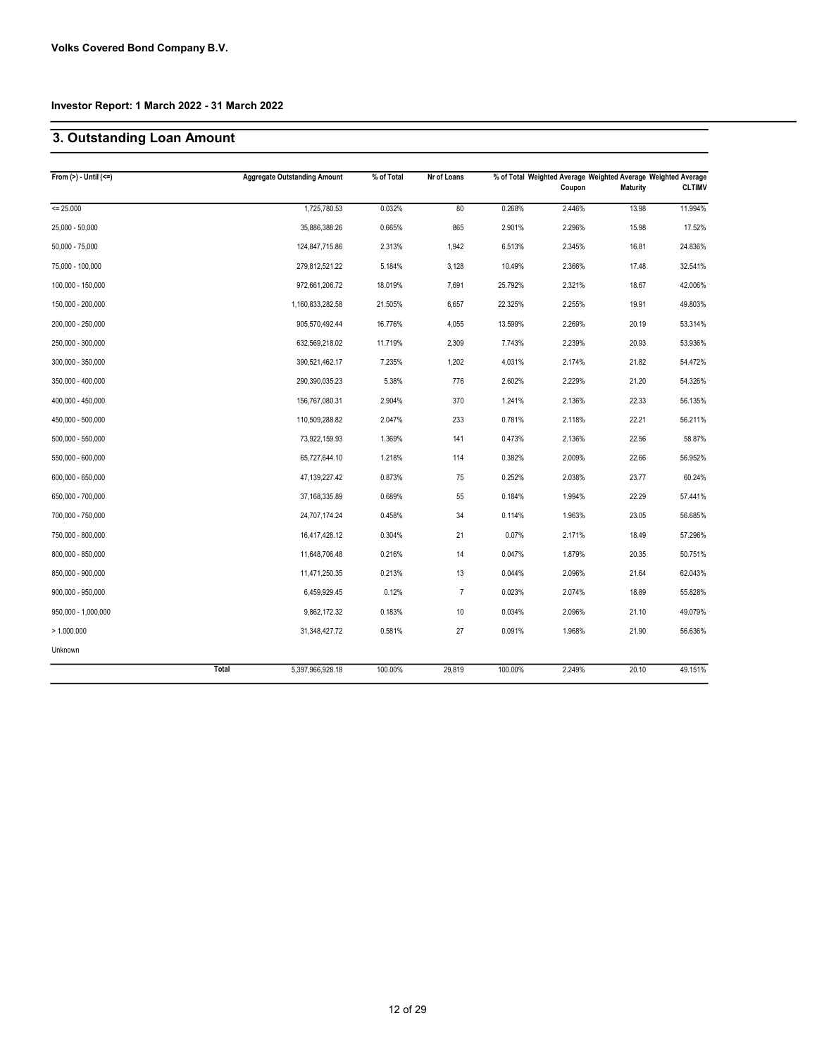**Volks Covered Bond Company B.V.**

**Investor Report: 1 March 2022 - 31 March 2022**

## 3. Outstanding Loan Amount

| From (>) - Until (<=) | Aggregate Outstanding Amount | % of Total | Nr of Loans | % of Total | Weighted Average Coupon | Weighted Average Maturity | Weighted Average CLTIMV |
|---|---|---|---|---|---|---|---|
| <= 25.000 | 1,725,780.53 | 0.032% | 80 | 0.268% | 2.446% | 13.98 | 11.994% |
| 25,000 - 50,000 | 35,886,388.26 | 0.665% | 865 | 2.901% | 2.296% | 15.98 | 17.52% |
| 50,000 - 75,000 | 124,847,715.86 | 2.313% | 1,942 | 6.513% | 2.345% | 16.81 | 24.836% |
| 75,000 - 100,000 | 279,812,521.22 | 5.184% | 3,128 | 10.49% | 2.366% | 17.48 | 32.541% |
| 100,000 - 150,000 | 972,661,206.72 | 18.019% | 7,691 | 25.792% | 2.321% | 18.67 | 42.006% |
| 150,000 - 200,000 | 1,160,833,282.58 | 21.505% | 6,657 | 22.325% | 2.255% | 19.91 | 49.803% |
| 200,000 - 250,000 | 905,570,492.44 | 16.776% | 4,055 | 13.599% | 2.269% | 20.19 | 53.314% |
| 250,000 - 300,000 | 632,569,218.02 | 11.719% | 2,309 | 7.743% | 2.239% | 20.93 | 53.936% |
| 300,000 - 350,000 | 390,521,462.17 | 7.235% | 1,202 | 4.031% | 2.174% | 21.82 | 54.472% |
| 350,000 - 400,000 | 290,390,035.23 | 5.38% | 776 | 2.602% | 2.229% | 21.20 | 54.326% |
| 400,000 - 450,000 | 156,767,080.31 | 2.904% | 370 | 1.241% | 2.136% | 22.33 | 56.135% |
| 450,000 - 500,000 | 110,509,288.82 | 2.047% | 233 | 0.781% | 2.118% | 22.21 | 56.211% |
| 500,000 - 550,000 | 73,922,159.93 | 1.369% | 141 | 0.473% | 2.136% | 22.56 | 58.87% |
| 550,000 - 600,000 | 65,727,644.10 | 1.218% | 114 | 0.382% | 2.009% | 22.66 | 56.952% |
| 600,000 - 650,000 | 47,139,227.42 | 0.873% | 75 | 0.252% | 2.038% | 23.77 | 60.24% |
| 650,000 - 700,000 | 37,168,335.89 | 0.689% | 55 | 0.184% | 1.994% | 22.29 | 57.441% |
| 700,000 - 750,000 | 24,707,174.24 | 0.458% | 34 | 0.114% | 1.963% | 23.05 | 56.685% |
| 750,000 - 800,000 | 16,417,428.12 | 0.304% | 21 | 0.07% | 2.171% | 18.49 | 57.296% |
| 800,000 - 850,000 | 11,648,706.48 | 0.216% | 14 | 0.047% | 1.879% | 20.35 | 50.751% |
| 850,000 - 900,000 | 11,471,250.35 | 0.213% | 13 | 0.044% | 2.096% | 21.64 | 62.043% |
| 900,000 - 950,000 | 6,459,929.45 | 0.12% | 7 | 0.023% | 2.074% | 18.89 | 55.828% |
| 950,000 - 1,000,000 | 9,862,172.32 | 0.183% | 10 | 0.034% | 2.096% | 21.10 | 49.079% |
| > 1.000.000 | 31,348,427.72 | 0.581% | 27 | 0.091% | 1.968% | 21.90 | 56.636% |
| Unknown | | | | | | | |
| Total | 5,397,966,928.18 | 100.00% | 29,819 | 100.00% | 2.249% | 20.10 | 49.151% |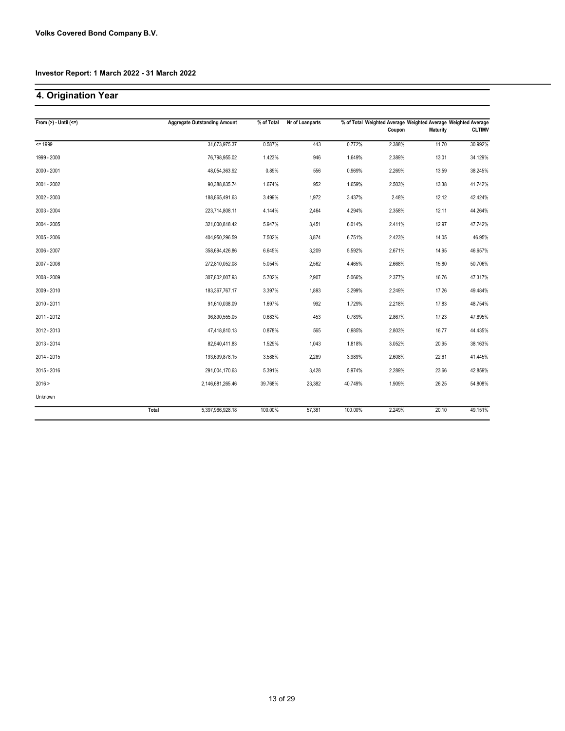**Volks Covered Bond Company B.V.**

**Investor Report: 1 March 2022 - 31 March 2022**

## 4. Origination Year

| From (>) - Until (<=) | | Aggregate Outstanding Amount | % of Total | Nr of Loanparts | % of Total | Weighted Average Coupon | Weighted Average Maturity | Weighted Average CLTIMV |
|---|---|---|---|---|---|---|---|---|
| <= 1999 | | 31,673,975.37 | 0.587% | 443 | 0.772% | 2.388% | 11.70 | 30.992% |
| 1999 - 2000 | | 76,798,955.02 | 1.423% | 946 | 1.649% | 2.389% | 13.01 | 34.129% |
| 2000 - 2001 | | 48,054,363.92 | 0.89% | 556 | 0.969% | 2.269% | 13.59 | 38.245% |
| 2001 - 2002 | | 90,388,835.74 | 1.674% | 952 | 1.659% | 2.503% | 13.38 | 41.742% |
| 2002 - 2003 | | 188,865,491.63 | 3.499% | 1,972 | 3.437% | 2.48% | 12.12 | 42.424% |
| 2003 - 2004 | | 223,714,808.11 | 4.144% | 2,464 | 4.294% | 2.358% | 12.11 | 44.264% |
| 2004 - 2005 | | 321,000,818.42 | 5.947% | 3,451 | 6.014% | 2.411% | 12.97 | 47.742% |
| 2005 - 2006 | | 404,950,296.59 | 7.502% | 3,874 | 6.751% | 2.423% | 14.05 | 46.95% |
| 2006 - 2007 | | 358,694,426.86 | 6.645% | 3,209 | 5.592% | 2.671% | 14.95 | 46.657% |
| 2007 - 2008 | | 272,810,052.08 | 5.054% | 2,562 | 4.465% | 2.668% | 15.80 | 50.706% |
| 2008 - 2009 | | 307,802,007.93 | 5.702% | 2,907 | 5.066% | 2.377% | 16.76 | 47.317% |
| 2009 - 2010 | | 183,367,767.17 | 3.397% | 1,893 | 3.299% | 2.249% | 17.26 | 49.484% |
| 2010 - 2011 | | 91,610,038.09 | 1.697% | 992 | 1.729% | 2.218% | 17.83 | 48.754% |
| 2011 - 2012 | | 36,890,555.05 | 0.683% | 453 | 0.789% | 2.867% | 17.23 | 47.895% |
| 2012 - 2013 | | 47,418,810.13 | 0.878% | 565 | 0.985% | 2.803% | 16.77 | 44.435% |
| 2013 - 2014 | | 82,540,411.83 | 1.529% | 1,043 | 1.818% | 3.052% | 20.95 | 38.163% |
| 2014 - 2015 | | 193,699,878.15 | 3.588% | 2,289 | 3.989% | 2.608% | 22.61 | 41.445% |
| 2015 - 2016 | | 291,004,170.63 | 5.391% | 3,428 | 5.974% | 2.289% | 23.66 | 42.859% |
| 2016 > | | 2,146,681,265.46 | 39.768% | 23,382 | 40.749% | 1.909% | 26.25 | 54.808% |
| Unknown | | | | | | | | |
| | **Total** | 5,397,966,928.18 | 100.00% | 57,381 | 100.00% | 2.249% | 20.10 | 49.151% |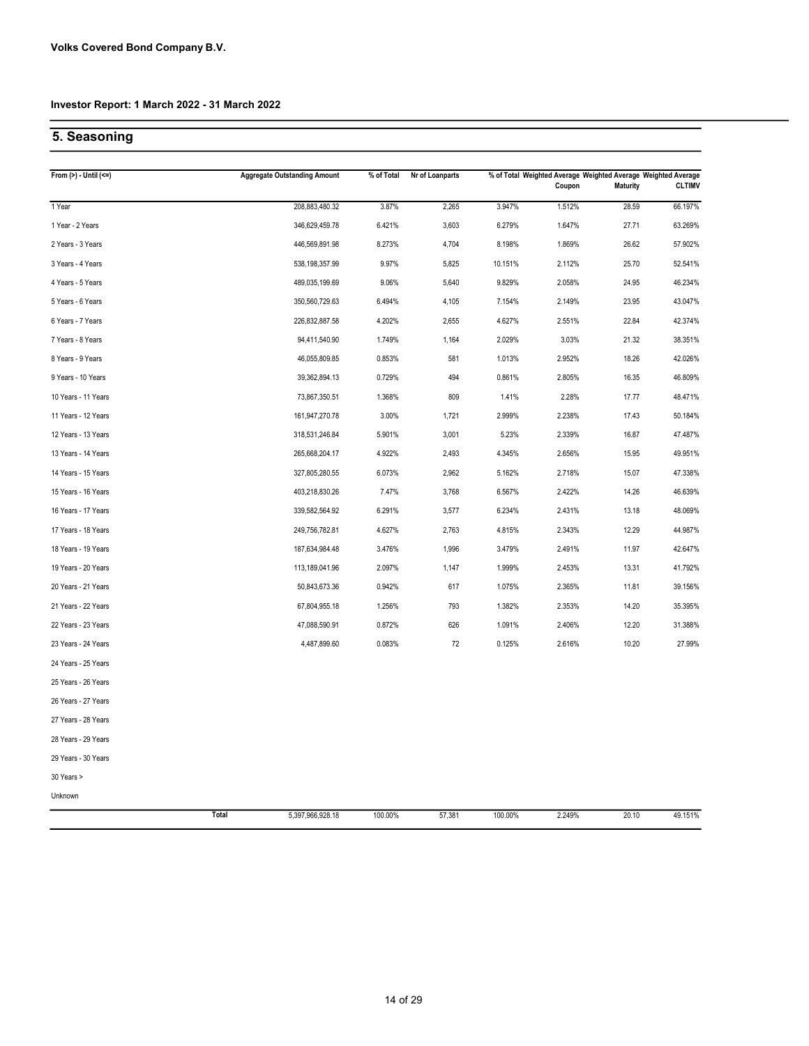**Volks Covered Bond Company B.V.**

**Investor Report: 1 March 2022 - 31 March 2022**

## 5. Seasoning

| From (>) - Until (<=) | Aggregate Outstanding Amount | % of Total | Nr of Loanparts | % of Total | Weighted Average Coupon | Weighted Average Maturity | Weighted Average CLTIMV |
|---|---|---|---|---|---|---|---|
| 1 Year | 208,883,480.32 | 3.87% | 2,265 | 3.947% | 1.512% | 28.59 | 66.197% |
| 1 Year - 2 Years | 346,629,459.78 | 6.421% | 3,603 | 6.279% | 1.647% | 27.71 | 63.269% |
| 2 Years - 3 Years | 446,569,891.98 | 8.273% | 4,704 | 8.198% | 1.869% | 26.62 | 57.902% |
| 3 Years - 4 Years | 538,198,357.99 | 9.97% | 5,825 | 10.151% | 2.112% | 25.70 | 52.541% |
| 4 Years - 5 Years | 489,035,199.69 | 9.06% | 5,640 | 9.829% | 2.058% | 24.95 | 46.234% |
| 5 Years - 6 Years | 350,560,729.63 | 6.494% | 4,105 | 7.154% | 2.149% | 23.95 | 43.047% |
| 6 Years - 7 Years | 226,832,887.58 | 4.202% | 2,655 | 4.627% | 2.551% | 22.84 | 42.374% |
| 7 Years - 8 Years | 94,411,540.90 | 1.749% | 1,164 | 2.029% | 3.03% | 21.32 | 38.351% |
| 8 Years - 9 Years | 46,055,809.85 | 0.853% | 581 | 1.013% | 2.952% | 18.26 | 42.026% |
| 9 Years - 10 Years | 39,362,894.13 | 0.729% | 494 | 0.861% | 2.805% | 16.35 | 46.809% |
| 10 Years - 11 Years | 73,867,350.51 | 1.368% | 809 | 1.41% | 2.28% | 17.77 | 48.471% |
| 11 Years - 12 Years | 161,947,270.78 | 3.00% | 1,721 | 2.999% | 2.238% | 17.43 | 50.184% |
| 12 Years - 13 Years | 318,531,246.84 | 5.901% | 3,001 | 5.23% | 2.339% | 16.87 | 47.487% |
| 13 Years - 14 Years | 265,668,204.17 | 4.922% | 2,493 | 4.345% | 2.656% | 15.95 | 49.951% |
| 14 Years - 15 Years | 327,805,280.55 | 6.073% | 2,962 | 5.162% | 2.718% | 15.07 | 47.338% |
| 15 Years - 16 Years | 403,218,830.26 | 7.47% | 3,768 | 6.567% | 2.422% | 14.26 | 46.639% |
| 16 Years - 17 Years | 339,582,564.92 | 6.291% | 3,577 | 6.234% | 2.431% | 13.18 | 48.069% |
| 17 Years - 18 Years | 249,756,782.81 | 4.627% | 2,763 | 4.815% | 2.343% | 12.29 | 44.987% |
| 18 Years - 19 Years | 187,634,984.48 | 3.476% | 1,996 | 3.479% | 2.491% | 11.97 | 42.647% |
| 19 Years - 20 Years | 113,189,041.96 | 2.097% | 1,147 | 1.999% | 2.453% | 13.31 | 41.792% |
| 20 Years - 21 Years | 50,843,673.36 | 0.942% | 617 | 1.075% | 2.365% | 11.81 | 39.156% |
| 21 Years - 22 Years | 67,804,955.18 | 1.256% | 793 | 1.382% | 2.353% | 14.20 | 35.395% |
| 22 Years - 23 Years | 47,088,590.91 | 0.872% | 626 | 1.091% | 2.406% | 12.20 | 31.388% |
| 23 Years - 24 Years | 4,487,899.60 | 0.083% | 72 | 0.125% | 2.616% | 10.20 | 27.99% |
| 24 Years - 25 Years | | | | | | | |
| 25 Years - 26 Years | | | | | | | |
| 26 Years - 27 Years | | | | | | | |
| 27 Years - 28 Years | | | | | | | |
| 28 Years - 29 Years | | | | | | | |
| 29 Years - 30 Years | | | | | | | |
| 30 Years > | | | | | | | |
| Unknown | | | | | | | |
| **Total** | 5,397,966,928.18 | 100.00% | 57,381 | 100.00% | 2.249% | 20.10 | 49.151% |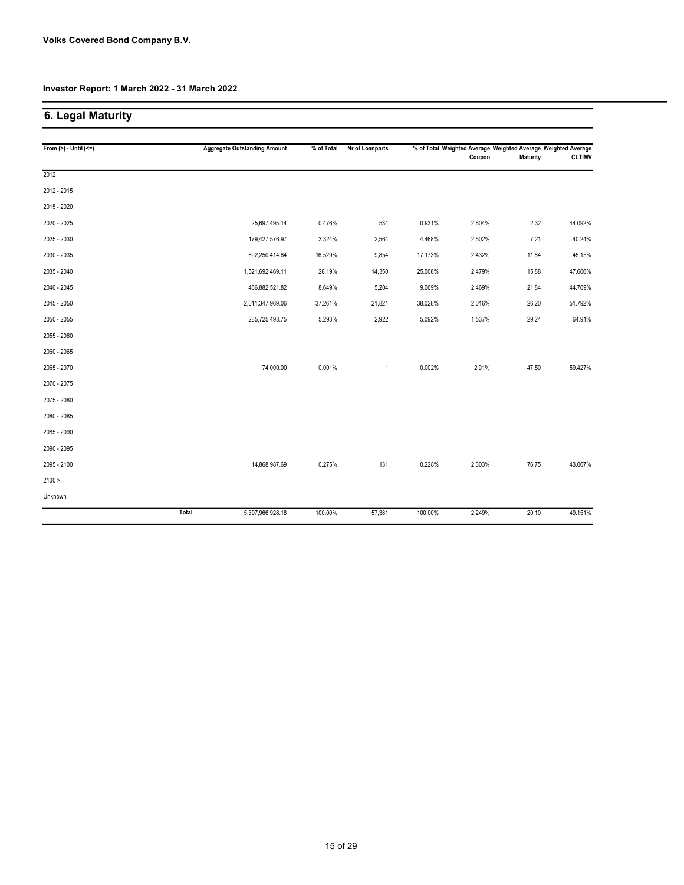**Volks Covered Bond Company B.V.**

**Investor Report: 1 March 2022 - 31 March 2022**

## 6. Legal Maturity

| From (>) - Until (<=) | Aggregate Outstanding Amount | % of Total | Nr of Loanparts | % of Total | Weighted Average Coupon | Weighted Average Maturity | Weighted Average CLTIMV |
|---|---|---|---|---|---|---|---|
| 2012 | | | | | | | |
| 2012 - 2015 | | | | | | | |
| 2015 - 2020 | | | | | | | |
| 2020 - 2025 | 25,697,495.14 | 0.476% | 534 | 0.931% | 2.604% | 2.32 | 44.092% |
| 2025 - 2030 | 179,427,576.97 | 3.324% | 2,564 | 4.468% | 2.502% | 7.21 | 40.24% |
| 2030 - 2035 | 892,250,414.64 | 16.529% | 9,854 | 17.173% | 2.432% | 11.84 | 45.15% |
| 2035 - 2040 | 1,521,692,469.11 | 28.19% | 14,350 | 25.008% | 2.479% | 15.88 | 47.606% |
| 2040 - 2045 | 466,882,521.82 | 8.649% | 5,204 | 9.069% | 2.469% | 21.84 | 44.709% |
| 2045 - 2050 | 2,011,347,969.06 | 37.261% | 21,821 | 38.028% | 2.016% | 26.20 | 51.792% |
| 2050 - 2055 | 285,725,493.75 | 5.293% | 2,922 | 5.092% | 1.537% | 29.24 | 64.91% |
| 2055 - 2060 | | | | | | | |
| 2060 - 2065 | | | | | | | |
| 2065 - 2070 | 74,000.00 | 0.001% | 1 | 0.002% | 2.91% | 47.50 | 59.427% |
| 2070 - 2075 | | | | | | | |
| 2075 - 2080 | | | | | | | |
| 2080 - 2085 | | | | | | | |
| 2085 - 2090 | | | | | | | |
| 2090 - 2095 | | | | | | | |
| 2095 - 2100 | 14,868,987.69 | 0.275% | 131 | 0.228% | 2.303% | 76.75 | 43.067% |
| 2100 > | | | | | | | |
| Unknown | | | | | | | |
| **Total** | 5,397,966,928.18 | 100.00% | 57,381 | 100.00% | 2.249% | 20.10 | 49.151% |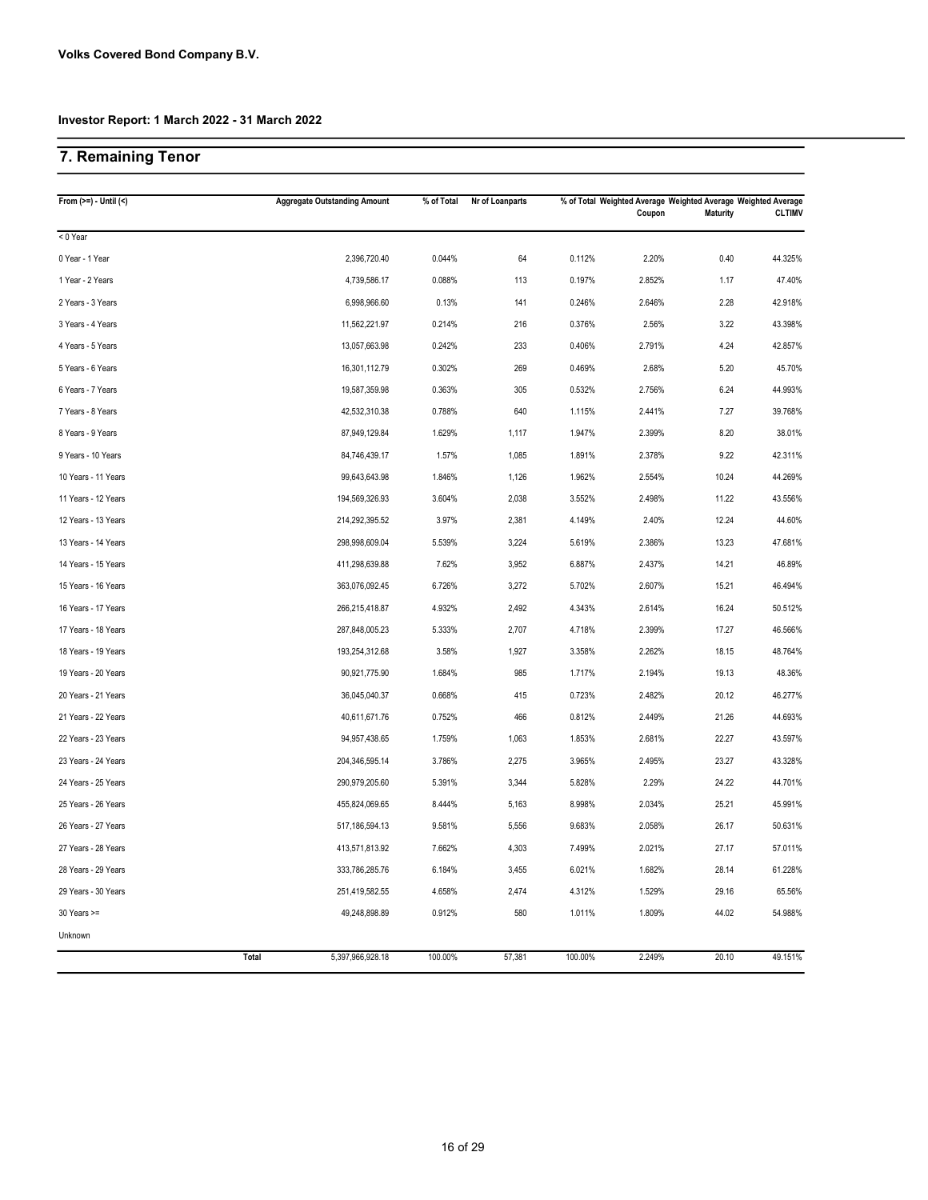**Volks Covered Bond Company B.V.**

**Investor Report: 1 March 2022 - 31 March 2022**

## 7. Remaining Tenor

| From (>=) - Until (<) | Aggregate Outstanding Amount | % of Total | Nr of Loanparts | % of Total | Weighted Average Coupon | Weighted Average Maturity | Weighted Average CLTIMV |
|---|---|---|---|---|---|---|---|
| < 0 Year | | | | | | | |
| 0 Year - 1 Year | 2,396,720.40 | 0.044% | 64 | 0.112% | 2.20% | 0.40 | 44.325% |
| 1 Year - 2 Years | 4,739,586.17 | 0.088% | 113 | 0.197% | 2.852% | 1.17 | 47.40% |
| 2 Years - 3 Years | 6,998,966.60 | 0.13% | 141 | 0.246% | 2.646% | 2.28 | 42.918% |
| 3 Years - 4 Years | 11,562,221.97 | 0.214% | 216 | 0.376% | 2.56% | 3.22 | 43.398% |
| 4 Years - 5 Years | 13,057,663.98 | 0.242% | 233 | 0.406% | 2.791% | 4.24 | 42.857% |
| 5 Years - 6 Years | 16,301,112.79 | 0.302% | 269 | 0.469% | 2.68% | 5.20 | 45.70% |
| 6 Years - 7 Years | 19,587,359.98 | 0.363% | 305 | 0.532% | 2.756% | 6.24 | 44.993% |
| 7 Years - 8 Years | 42,532,310.38 | 0.788% | 640 | 1.115% | 2.441% | 7.27 | 39.768% |
| 8 Years - 9 Years | 87,949,129.84 | 1.629% | 1,117 | 1.947% | 2.399% | 8.20 | 38.01% |
| 9 Years - 10 Years | 84,746,439.17 | 1.57% | 1,085 | 1.891% | 2.378% | 9.22 | 42.311% |
| 10 Years - 11 Years | 99,643,643.98 | 1.846% | 1,126 | 1.962% | 2.554% | 10.24 | 44.269% |
| 11 Years - 12 Years | 194,569,326.93 | 3.604% | 2,038 | 3.552% | 2.498% | 11.22 | 43.556% |
| 12 Years - 13 Years | 214,292,395.52 | 3.97% | 2,381 | 4.149% | 2.40% | 12.24 | 44.60% |
| 13 Years - 14 Years | 298,998,609.04 | 5.539% | 3,224 | 5.619% | 2.386% | 13.23 | 47.681% |
| 14 Years - 15 Years | 411,298,639.88 | 7.62% | 3,952 | 6.887% | 2.437% | 14.21 | 46.89% |
| 15 Years - 16 Years | 363,076,092.45 | 6.726% | 3,272 | 5.702% | 2.607% | 15.21 | 46.494% |
| 16 Years - 17 Years | 266,215,418.87 | 4.932% | 2,492 | 4.343% | 2.614% | 16.24 | 50.512% |
| 17 Years - 18 Years | 287,848,005.23 | 5.333% | 2,707 | 4.718% | 2.399% | 17.27 | 46.566% |
| 18 Years - 19 Years | 193,254,312.68 | 3.58% | 1,927 | 3.358% | 2.262% | 18.15 | 48.764% |
| 19 Years - 20 Years | 90,921,775.90 | 1.684% | 985 | 1.717% | 2.194% | 19.13 | 48.36% |
| 20 Years - 21 Years | 36,045,040.37 | 0.668% | 415 | 0.723% | 2.482% | 20.12 | 46.277% |
| 21 Years - 22 Years | 40,611,671.76 | 0.752% | 466 | 0.812% | 2.449% | 21.26 | 44.693% |
| 22 Years - 23 Years | 94,957,438.65 | 1.759% | 1,063 | 1.853% | 2.681% | 22.27 | 43.597% |
| 23 Years - 24 Years | 204,346,595.14 | 3.786% | 2,275 | 3.965% | 2.495% | 23.27 | 43.328% |
| 24 Years - 25 Years | 290,979,205.60 | 5.391% | 3,344 | 5.828% | 2.29% | 24.22 | 44.701% |
| 25 Years - 26 Years | 455,824,069.65 | 8.444% | 5,163 | 8.998% | 2.034% | 25.21 | 45.991% |
| 26 Years - 27 Years | 517,186,594.13 | 9.581% | 5,556 | 9.683% | 2.058% | 26.17 | 50.631% |
| 27 Years - 28 Years | 413,571,813.92 | 7.662% | 4,303 | 7.499% | 2.021% | 27.17 | 57.011% |
| 28 Years - 29 Years | 333,786,285.76 | 6.184% | 3,455 | 6.021% | 1.682% | 28.14 | 61.228% |
| 29 Years - 30 Years | 251,419,582.55 | 4.658% | 2,474 | 4.312% | 1.529% | 29.16 | 65.56% |
| 30 Years >= | 49,248,898.89 | 0.912% | 580 | 1.011% | 1.809% | 44.02 | 54.988% |
| Unknown | | | | | | | |
| Total | 5,397,966,928.18 | 100.00% | 57,381 | 100.00% | 2.249% | 20.10 | 49.151% |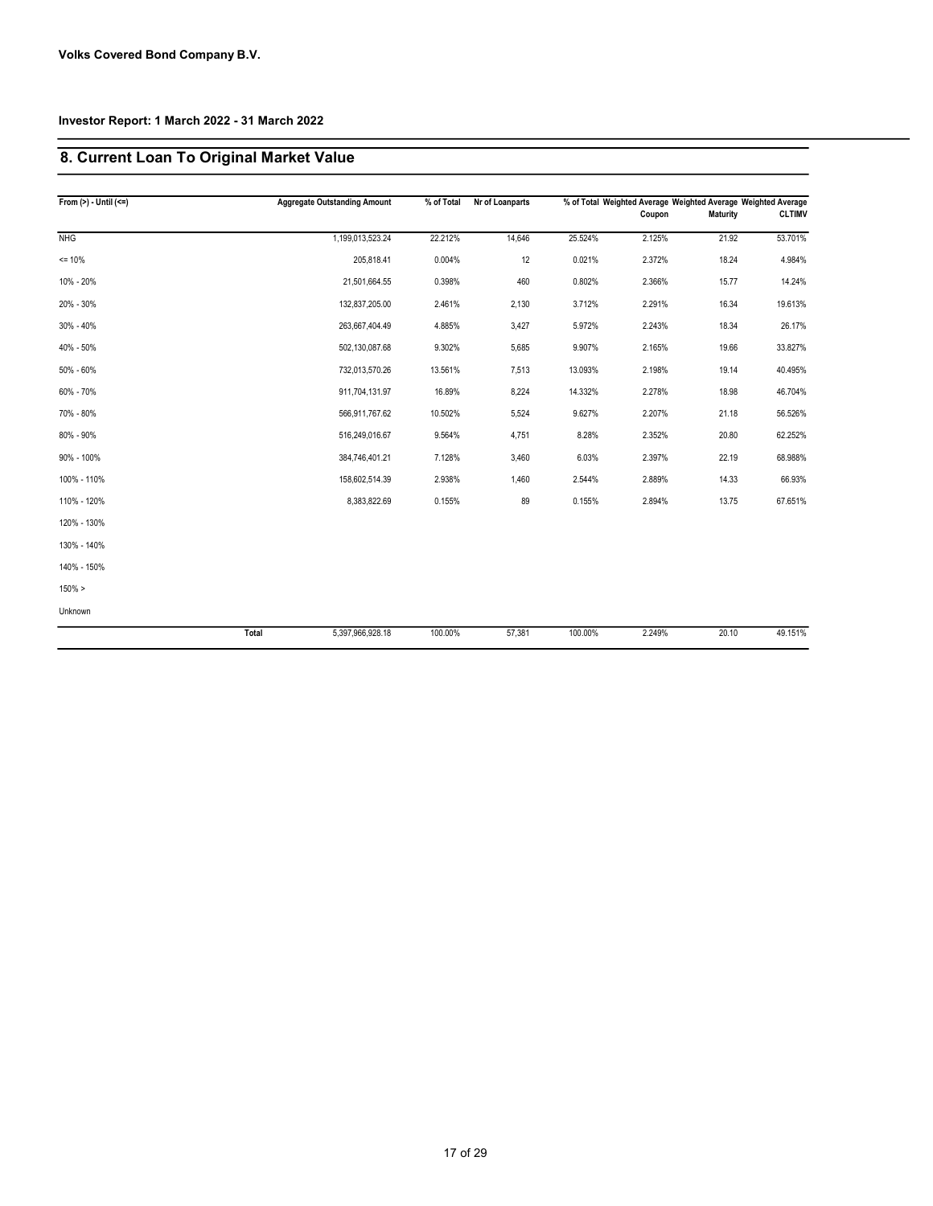**Volks Covered Bond Company B.V.**

**Investor Report: 1 March 2022 - 31 March 2022**

## 8. Current Loan To Original Market Value

| From (>) - Until (<=) | Aggregate Outstanding Amount | % of Total | Nr of Loanparts | % of Total | Weighted Average Coupon | Weighted Average Maturity | Weighted Average CLTIMV |
|---|---|---|---|---|---|---|---|
| NHG | 1,199,013,523.24 | 22.212% | 14,646 | 25.524% | 2.125% | 21.92 | 53.701% |
| <= 10% | 205,818.41 | 0.004% | 12 | 0.021% | 2.372% | 18.24 | 4.984% |
| 10% - 20% | 21,501,664.55 | 0.398% | 460 | 0.802% | 2.366% | 15.77 | 14.24% |
| 20% - 30% | 132,837,205.00 | 2.461% | 2,130 | 3.712% | 2.291% | 16.34 | 19.613% |
| 30% - 40% | 263,667,404.49 | 4.885% | 3,427 | 5.972% | 2.243% | 18.34 | 26.17% |
| 40% - 50% | 502,130,087.68 | 9.302% | 5,685 | 9.907% | 2.165% | 19.66 | 33.827% |
| 50% - 60% | 732,013,570.26 | 13.561% | 7,513 | 13.093% | 2.198% | 19.14 | 40.495% |
| 60% - 70% | 911,704,131.97 | 16.89% | 8,224 | 14.332% | 2.278% | 18.98 | 46.704% |
| 70% - 80% | 566,911,767.62 | 10.502% | 5,524 | 9.627% | 2.207% | 21.18 | 56.526% |
| 80% - 90% | 516,249,016.67 | 9.564% | 4,751 | 8.28% | 2.352% | 20.80 | 62.252% |
| 90% - 100% | 384,746,401.21 | 7.128% | 3,460 | 6.03% | 2.397% | 22.19 | 68.988% |
| 100% - 110% | 158,602,514.39 | 2.938% | 1,460 | 2.544% | 2.889% | 14.33 | 66.93% |
| 110% - 120% | 8,383,822.69 | 0.155% | 89 | 0.155% | 2.894% | 13.75 | 67.651% |
| 120% - 130% | | | | | | | |
| 130% - 140% | | | | | | | |
| 140% - 150% | | | | | | | |
| 150% > | | | | | | | |
| Unknown | | | | | | | |
| **Total** | 5,397,966,928.18 | 100.00% | 57,381 | 100.00% | 2.249% | 20.10 | 49.151% |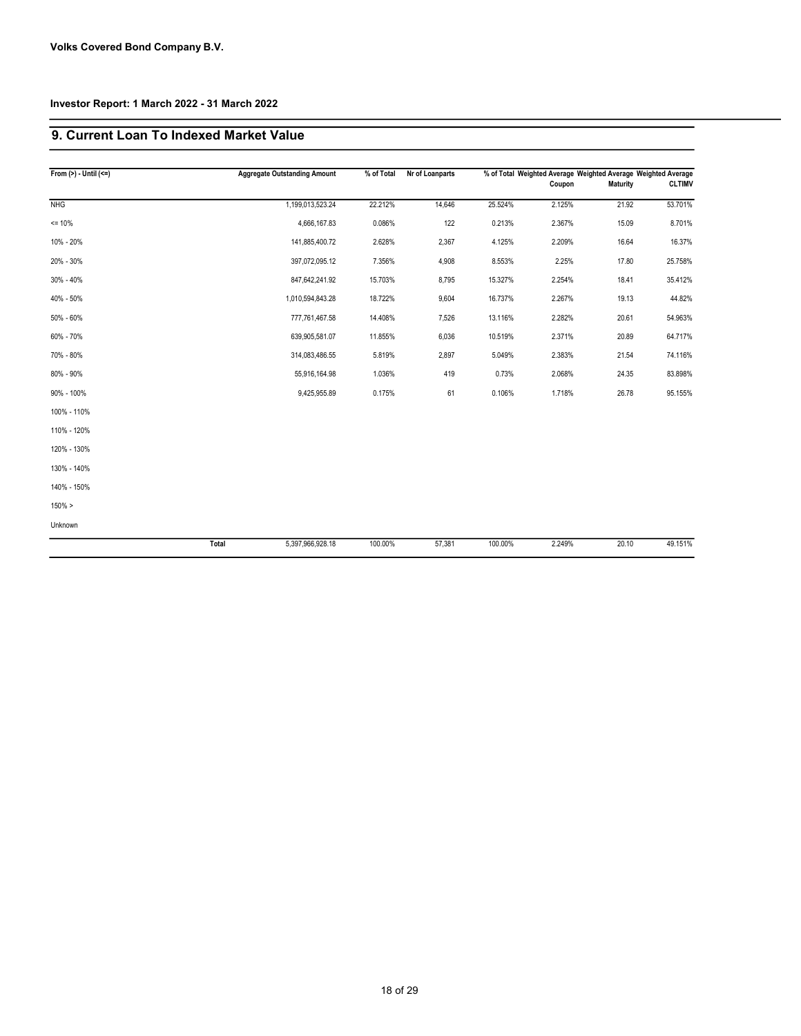**Volks Covered Bond Company B.V.**

**Investor Report: 1 March 2022 - 31 March 2022**

## 9. Current Loan To Indexed Market Value

| From (>) - Until (<=) | Aggregate Outstanding Amount | % of Total | Nr of Loanparts | % of Total | Weighted Average Coupon | Weighted Average Maturity | Weighted Average CLTIMV |
|---|---|---|---|---|---|---|---|
| NHG | 1,199,013,523.24 | 22.212% | 14,646 | 25.524% | 2.125% | 21.92 | 53.701% |
| <= 10% | 4,666,167.83 | 0.086% | 122 | 0.213% | 2.367% | 15.09 | 8.701% |
| 10% - 20% | 141,885,400.72 | 2.628% | 2,367 | 4.125% | 2.209% | 16.64 | 16.37% |
| 20% - 30% | 397,072,095.12 | 7.356% | 4,908 | 8.553% | 2.25% | 17.80 | 25.758% |
| 30% - 40% | 847,642,241.92 | 15.703% | 8,795 | 15.327% | 2.254% | 18.41 | 35.412% |
| 40% - 50% | 1,010,594,843.28 | 18.722% | 9,604 | 16.737% | 2.267% | 19.13 | 44.82% |
| 50% - 60% | 777,761,467.58 | 14.408% | 7,526 | 13.116% | 2.282% | 20.61 | 54.963% |
| 60% - 70% | 639,905,581.07 | 11.855% | 6,036 | 10.519% | 2.371% | 20.89 | 64.717% |
| 70% - 80% | 314,083,486.55 | 5.819% | 2,897 | 5.049% | 2.383% | 21.54 | 74.116% |
| 80% - 90% | 55,916,164.98 | 1.036% | 419 | 0.73% | 2.068% | 24.35 | 83.898% |
| 90% - 100% | 9,425,955.89 | 0.175% | 61 | 0.106% | 1.718% | 26.78 | 95.155% |
| 100% - 110% | | | | | | | |
| 110% - 120% | | | | | | | |
| 120% - 130% | | | | | | | |
| 130% - 140% | | | | | | | |
| 140% - 150% | | | | | | | |
| 150% > | | | | | | | |
| Unknown | | | | | | | |
| Total | 5,397,966,928.18 | 100.00% | 57,381 | 100.00% | 2.249% | 20.10 | 49.151% |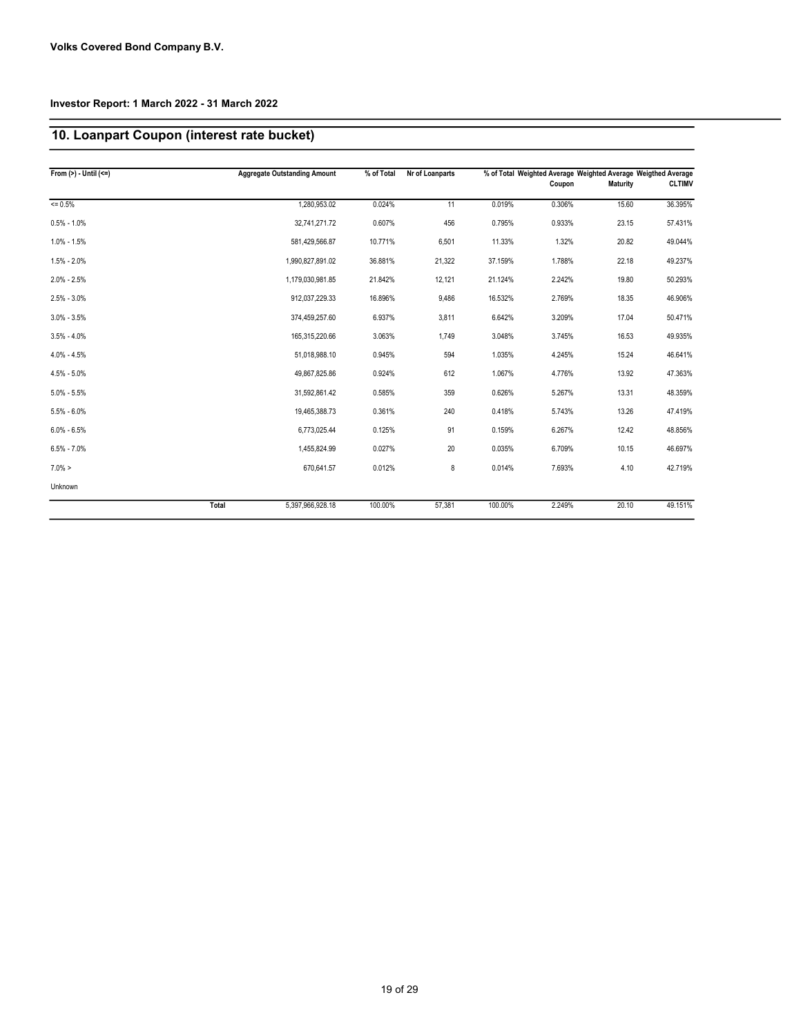**Volks Covered Bond Company B.V.**

**Investor Report: 1 March 2022 - 31 March 2022**

## 10. Loanpart Coupon (interest rate bucket)

| From (>) - Until (<=) | Aggregate Outstanding Amount | % of Total | Nr of Loanparts | % of Total | Weighted Average Coupon | Weighted Average Maturity | Weigthed Average CLTIMV |
|---|---|---|---|---|---|---|---|
| <= 0.5% | 1,280,953.02 | 0.024% | 11 | 0.019% | 0.306% | 15.60 | 36.395% |
| 0.5% - 1.0% | 32,741,271.72 | 0.607% | 456 | 0.795% | 0.933% | 23.15 | 57.431% |
| 1.0% - 1.5% | 581,429,566.87 | 10.771% | 6,501 | 11.33% | 1.32% | 20.82 | 49.044% |
| 1.5% - 2.0% | 1,990,827,891.02 | 36.881% | 21,322 | 37.159% | 1.788% | 22.18 | 49.237% |
| 2.0% - 2.5% | 1,179,030,981.85 | 21.842% | 12,121 | 21.124% | 2.242% | 19.80 | 50.293% |
| 2.5% - 3.0% | 912,037,229.33 | 16.896% | 9,486 | 16.532% | 2.769% | 18.35 | 46.906% |
| 3.0% - 3.5% | 374,459,257.60 | 6.937% | 3,811 | 6.642% | 3.209% | 17.04 | 50.471% |
| 3.5% - 4.0% | 165,315,220.66 | 3.063% | 1,749 | 3.048% | 3.745% | 16.53 | 49.935% |
| 4.0% - 4.5% | 51,018,988.10 | 0.945% | 594 | 1.035% | 4.245% | 15.24 | 46.641% |
| 4.5% - 5.0% | 49,867,825.86 | 0.924% | 612 | 1.067% | 4.776% | 13.92 | 47.363% |
| 5.0% - 5.5% | 31,592,861.42 | 0.585% | 359 | 0.626% | 5.267% | 13.31 | 48.359% |
| 5.5% - 6.0% | 19,465,388.73 | 0.361% | 240 | 0.418% | 5.743% | 13.26 | 47.419% |
| 6.0% - 6.5% | 6,773,025.44 | 0.125% | 91 | 0.159% | 6.267% | 12.42 | 48.856% |
| 6.5% - 7.0% | 1,455,824.99 | 0.027% | 20 | 0.035% | 6.709% | 10.15 | 46.697% |
| 7.0% > | 670,641.57 | 0.012% | 8 | 0.014% | 7.693% | 4.10 | 42.719% |
| Unknown | | | | | | | |
| Total | 5,397,966,928.18 | 100.00% | 57,381 | 100.00% | 2.249% | 20.10 | 49.151% |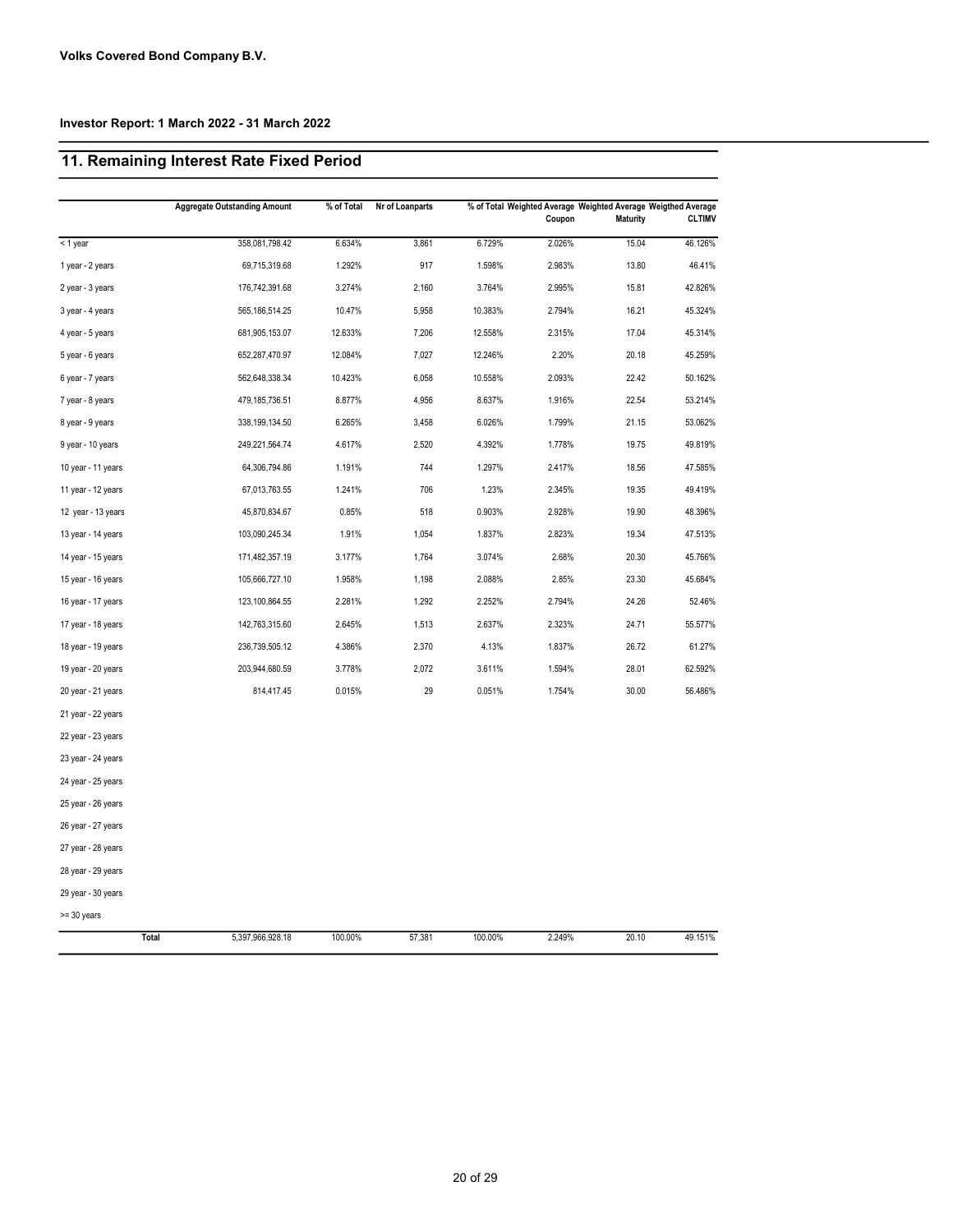**Volks Covered Bond Company B.V.**

**Investor Report: 1 March 2022 - 31 March 2022**

## 11. Remaining Interest Rate Fixed Period

| | Aggregate Outstanding Amount | % of Total | Nr of Loanparts | % of Total | Weighted Average Coupon | Weighted Average Maturity | Weigthed Average CLTIMV |
|---|---|---|---|---|---|---|---|
| < 1 year | 358,081,798.42 | 6.634% | 3,861 | 6.729% | 2.026% | 15.04 | 46.126% |
| 1 year - 2 years | 69,715,319.68 | 1.292% | 917 | 1.598% | 2.983% | 13.80 | 46.41% |
| 2 year - 3 years | 176,742,391.68 | 3.274% | 2,160 | 3.764% | 2.995% | 15.81 | 42.826% |
| 3 year - 4 years | 565,186,514.25 | 10.47% | 5,958 | 10.383% | 2.794% | 16.21 | 45.324% |
| 4 year - 5 years | 681,905,153.07 | 12.633% | 7,206 | 12.558% | 2.315% | 17.04 | 45.314% |
| 5 year - 6 years | 652,287,470.97 | 12.084% | 7,027 | 12.246% | 2.20% | 20.18 | 45.259% |
| 6 year - 7 years | 562,648,338.34 | 10.423% | 6,058 | 10.558% | 2.093% | 22.42 | 50.162% |
| 7 year - 8 years | 479,185,736.51 | 8.877% | 4,956 | 8.637% | 1.916% | 22.54 | 53.214% |
| 8 year - 9 years | 338,199,134.50 | 6.265% | 3,458 | 6.026% | 1.799% | 21.15 | 53.062% |
| 9 year - 10 years | 249,221,564.74 | 4.617% | 2,520 | 4.392% | 1.778% | 19.75 | 49.819% |
| 10 year - 11 years | 64,306,794.86 | 1.191% | 744 | 1.297% | 2.417% | 18.56 | 47.585% |
| 11 year - 12 years | 67,013,763.55 | 1.241% | 706 | 1.23% | 2.345% | 19.35 | 49.419% |
| 12 year - 13 years | 45,870,834.67 | 0.85% | 518 | 0.903% | 2.928% | 19.90 | 48.396% |
| 13 year - 14 years | 103,090,245.34 | 1.91% | 1,054 | 1.837% | 2.823% | 19.34 | 47.513% |
| 14 year - 15 years | 171,482,357.19 | 3.177% | 1,764 | 3.074% | 2.68% | 20.30 | 45.766% |
| 15 year - 16 years | 105,666,727.10 | 1.958% | 1,198 | 2.088% | 2.85% | 23.30 | 45.684% |
| 16 year - 17 years | 123,100,864.55 | 2.281% | 1,292 | 2.252% | 2.794% | 24.26 | 52.46% |
| 17 year - 18 years | 142,763,315.60 | 2.645% | 1,513 | 2.637% | 2.323% | 24.71 | 55.577% |
| 18 year - 19 years | 236,739,505.12 | 4.386% | 2,370 | 4.13% | 1.837% | 26.72 | 61.27% |
| 19 year - 20 years | 203,944,680.59 | 3.778% | 2,072 | 3.611% | 1.594% | 28.01 | 62.592% |
| 20 year - 21 years | 814,417.45 | 0.015% | 29 | 0.051% | 1.754% | 30.00 | 56.486% |
| 21 year - 22 years | | | | | | | |
| 22 year - 23 years | | | | | | | |
| 23 year - 24 years | | | | | | | |
| 24 year - 25 years | | | | | | | |
| 25 year - 26 years | | | | | | | |
| 26 year - 27 years | | | | | | | |
| 27 year - 28 years | | | | | | | |
| 28 year - 29 years | | | | | | | |
| 29 year - 30 years | | | | | | | |
| >= 30 years | | | | | | | |
| Total | 5,397,966,928.18 | 100.00% | 57,381 | 100.00% | 2.249% | 20.10 | 49.151% |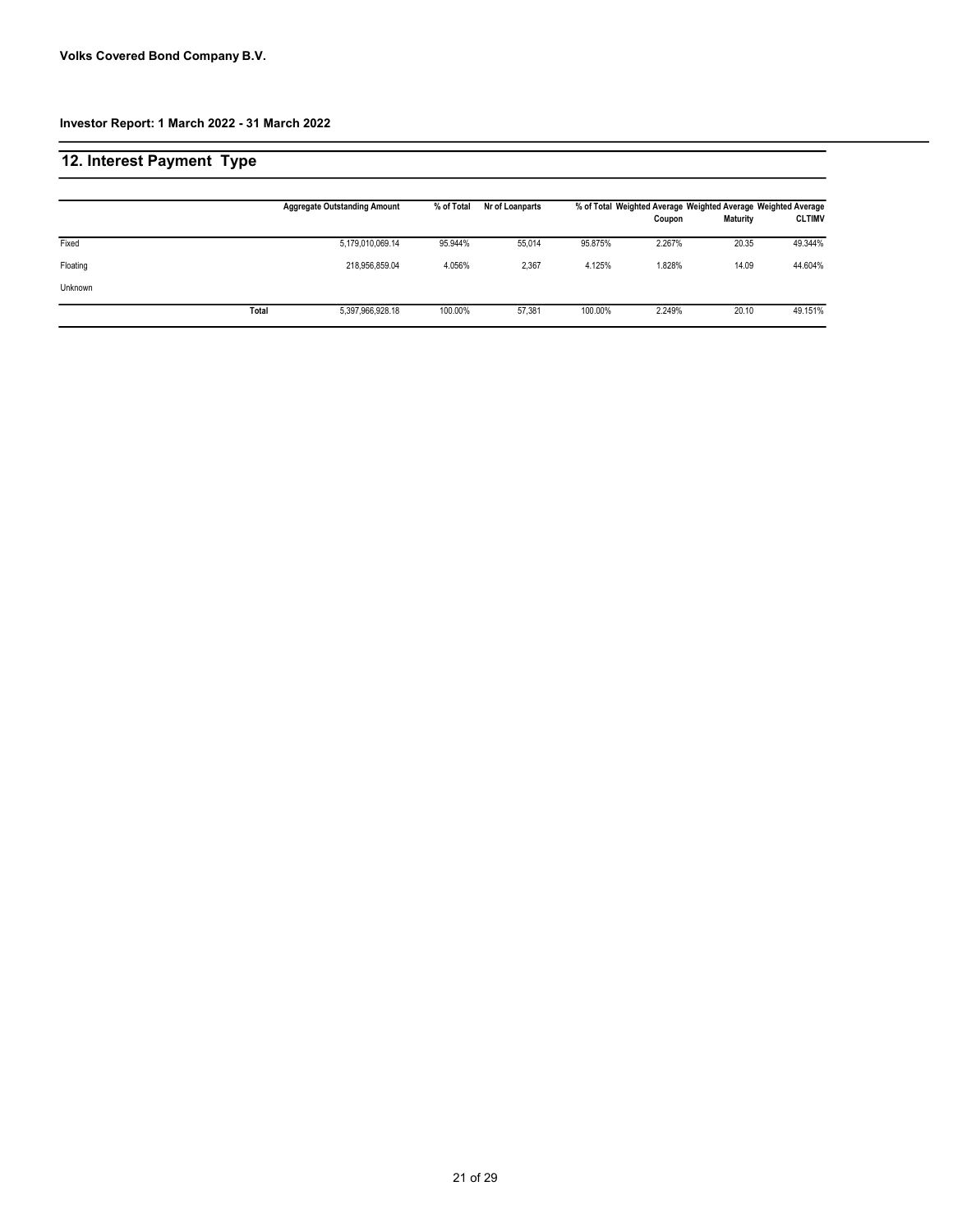**Volks Covered Bond Company B.V.**

**Investor Report: 1 March 2022 - 31 March 2022**

## 12. Interest Payment Type

| | | Aggregate Outstanding Amount | % of Total | Nr of Loanparts | % of Total | Weighted Average Coupon | Weighted Average Maturity | Weighted Average CLTIMV |
|---|---|---|---|---|---|---|---|---|
| Fixed | | 5,179,010,069.14 | 95.944% | 55,014 | 95.875% | 2.267% | 20.35 | 49.344% |
| Floating | | 218,956,859.04 | 4.056% | 2,367 | 4.125% | 1.828% | 14.09 | 44.604% |
| Unknown | | | | | | | | |
| | **Total** | 5,397,966,928.18 | 100.00% | 57,381 | 100.00% | 2.249% | 20.10 | 49.151% |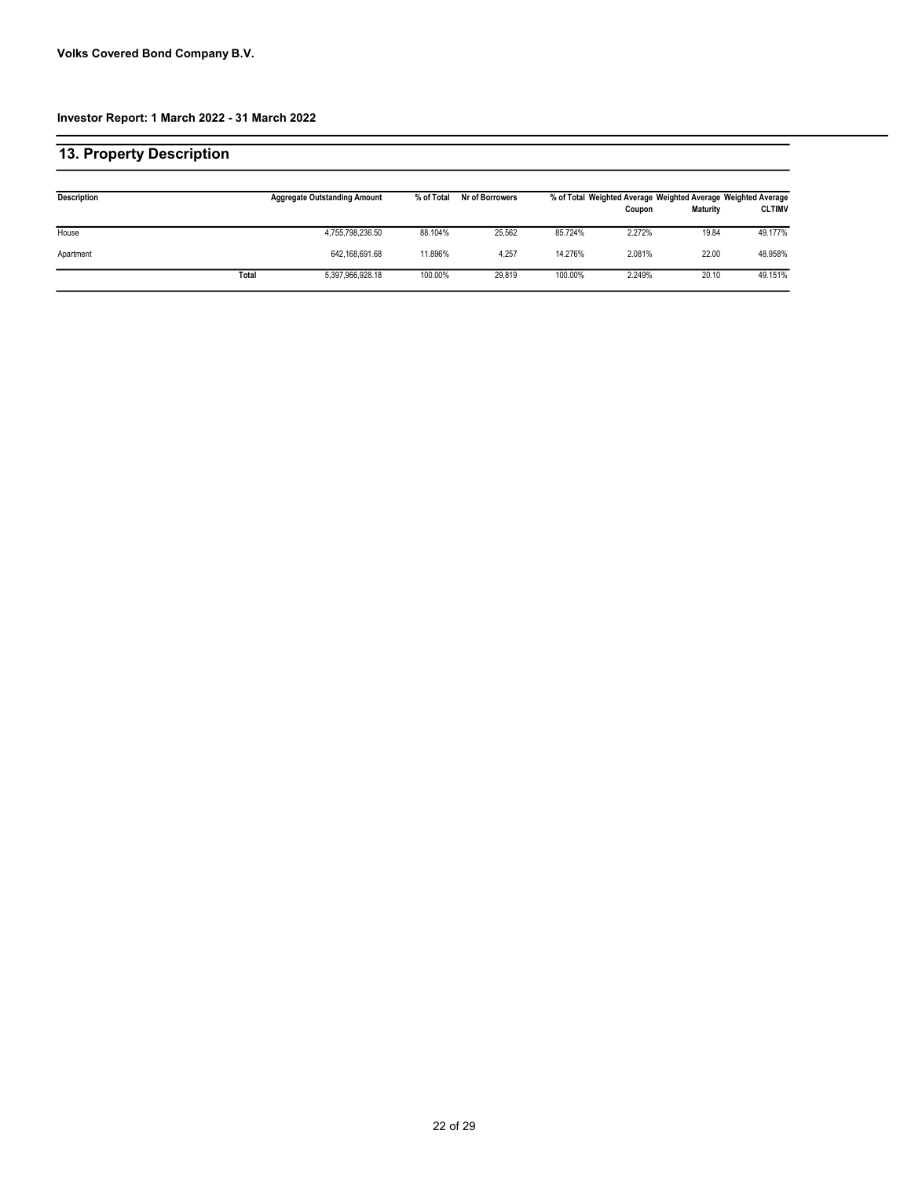**Volks Covered Bond Company B.V.**

**Investor Report: 1 March 2022 - 31 March 2022**

## 13. Property Description

| Description | | Aggregate Outstanding Amount | % of Total | Nr of Borrowers | % of Total | Weighted Average Coupon | Weighted Average Maturity | Weighted Average CLTIMV |
|---|---|---|---|---|---|---|---|---|
| House | | 4,755,798,236.50 | 88.104% | 25,562 | 85.724% | 2.272% | 19.84 | 49.177% |
| Apartment | | 642,168,691.68 | 11.896% | 4,257 | 14.276% | 2.081% | 22.00 | 48.958% |
| | **Total** | 5,397,966,928.18 | 100.00% | 29,819 | 100.00% | 2.249% | 20.10 | 49.151% |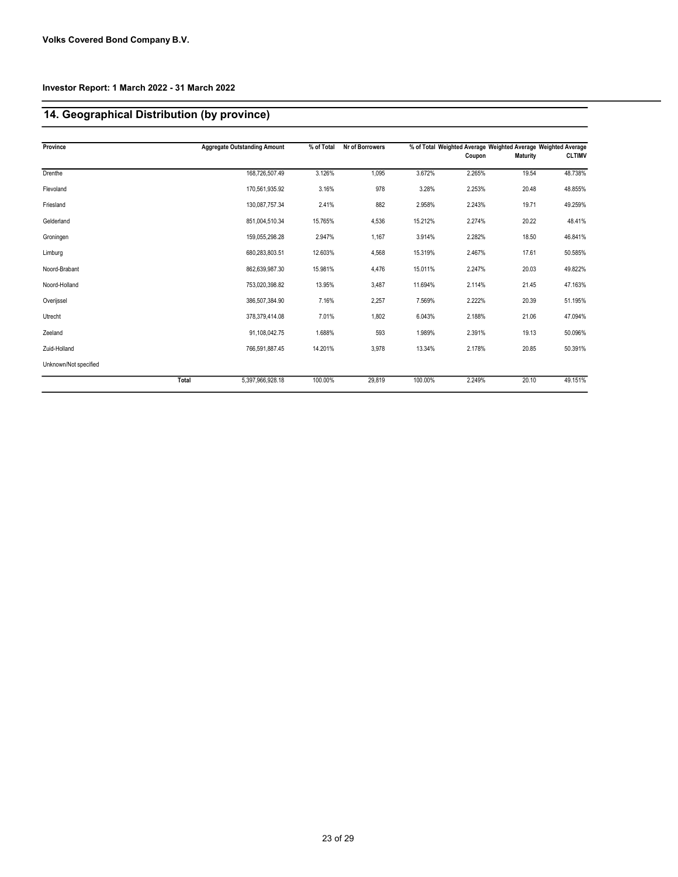**Volks Covered Bond Company B.V.**

**Investor Report: 1 March 2022 - 31 March 2022**

## 14. Geographical Distribution (by province)

| Province | Aggregate Outstanding Amount | % of Total | Nr of Borrowers | % of Total | Weighted Average Coupon | Weighted Average Maturity | Weighted Average CLTIMV |
|---|---|---|---|---|---|---|---|
| Drenthe | 168,726,507.49 | 3.126% | 1,095 | 3.672% | 2.265% | 19.54 | 48.738% |
| Flevoland | 170,561,935.92 | 3.16% | 978 | 3.28% | 2.253% | 20.48 | 48.855% |
| Friesland | 130,087,757.34 | 2.41% | 882 | 2.958% | 2.243% | 19.71 | 49.259% |
| Gelderland | 851,004,510.34 | 15.765% | 4,536 | 15.212% | 2.274% | 20.22 | 48.41% |
| Groningen | 159,055,298.28 | 2.947% | 1,167 | 3.914% | 2.282% | 18.50 | 46.841% |
| Limburg | 680,283,803.51 | 12.603% | 4,568 | 15.319% | 2.467% | 17.61 | 50.585% |
| Noord-Brabant | 862,639,987.30 | 15.981% | 4,476 | 15.011% | 2.247% | 20.03 | 49.822% |
| Noord-Holland | 753,020,398.82 | 13.95% | 3,487 | 11.694% | 2.114% | 21.45 | 47.163% |
| Overijssel | 386,507,384.90 | 7.16% | 2,257 | 7.569% | 2.222% | 20.39 | 51.195% |
| Utrecht | 378,379,414.08 | 7.01% | 1,802 | 6.043% | 2.188% | 21.06 | 47.094% |
| Zeeland | 91,108,042.75 | 1.688% | 593 | 1.989% | 2.391% | 19.13 | 50.096% |
| Zuid-Holland | 766,591,887.45 | 14.201% | 3,978 | 13.34% | 2.178% | 20.85 | 50.391% |
| Unknown/Not specified | | | | | | | |
| **Total** | 5,397,966,928.18 | 100.00% | 29,819 | 100.00% | 2.249% | 20.10 | 49.151% |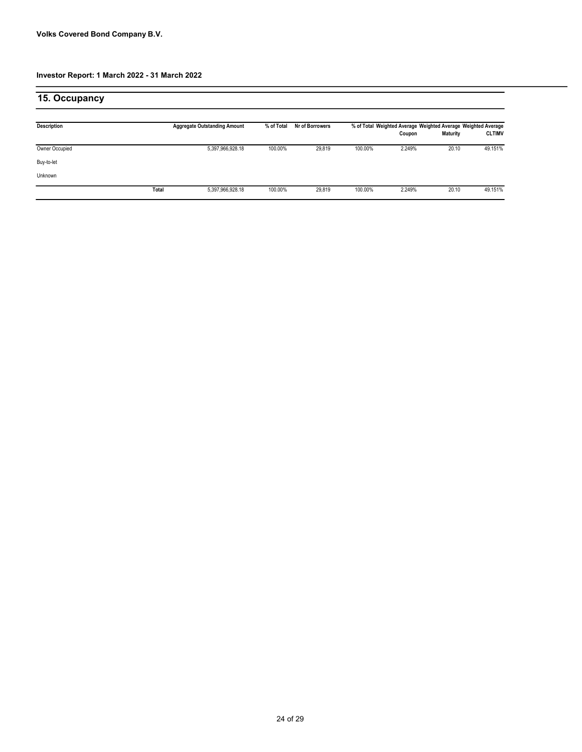**Volks Covered Bond Company B.V.**

**Investor Report: 1 March 2022 - 31 March 2022**

## 15. Occupancy

| Description | | Aggregate Outstanding Amount | % of Total | Nr of Borrowers | % of Total | Weighted Average Coupon | Weighted Average Maturity | Weighted Average CLTIMV |
|---|---|---|---|---|---|---|---|---|
| Owner Occupied | | 5,397,966,928.18 | 100.00% | 29,819 | 100.00% | 2.249% | 20.10 | 49.151% |
| Buy-to-let | | | | | | | | |
| Unknown | | | | | | | | |
| | **Total** | 5,397,966,928.18 | 100.00% | 29,819 | 100.00% | 2.249% | 20.10 | 49.151% |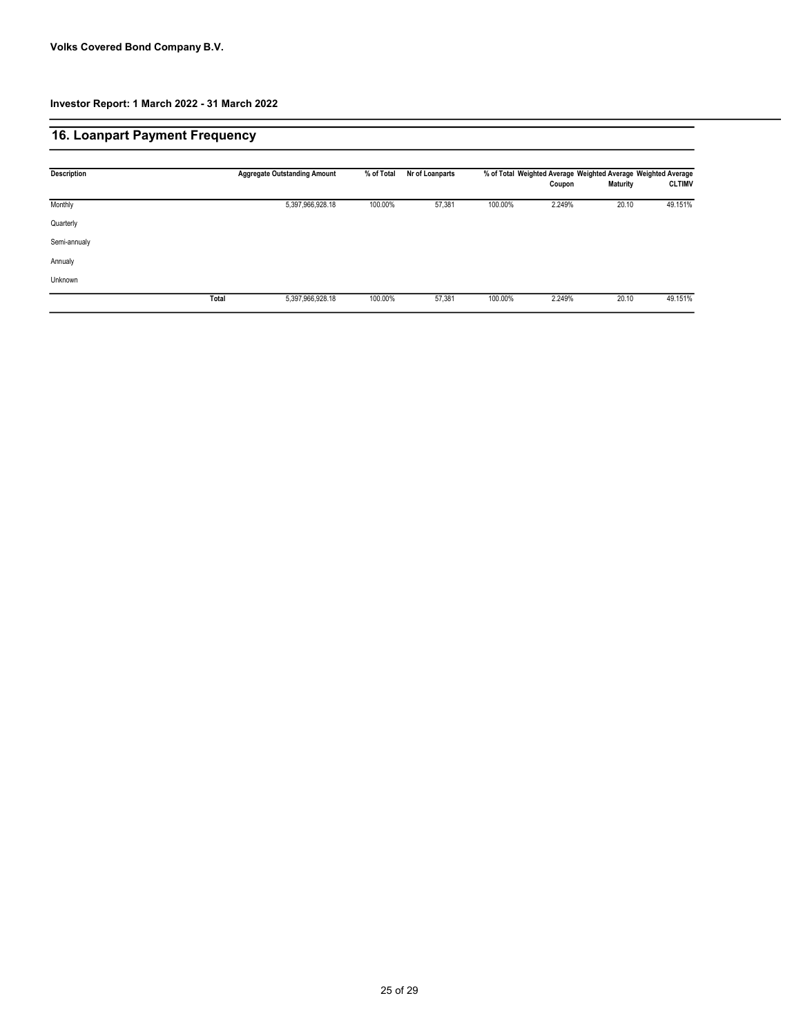**Volks Covered Bond Company B.V.**

**Investor Report: 1 March 2022 - 31 March 2022**

## 16. Loanpart Payment Frequency

| Description | | Aggregate Outstanding Amount | % of Total | Nr of Loanparts | % of Total | Weighted Average Coupon | Weighted Average Maturity | Weighted Average CLTIMV |
|---|---|---|---|---|---|---|---|---|
| Monthly | | 5,397,966,928.18 | 100.00% | 57,381 | 100.00% | 2.249% | 20.10 | 49.151% |
| Quarterly | | | | | | | | |
| Semi-annualy | | | | | | | | |
| Annualy | | | | | | | | |
| Unknown | | | | | | | | |
| | Total | 5,397,966,928.18 | 100.00% | 57,381 | 100.00% | 2.249% | 20.10 | 49.151% |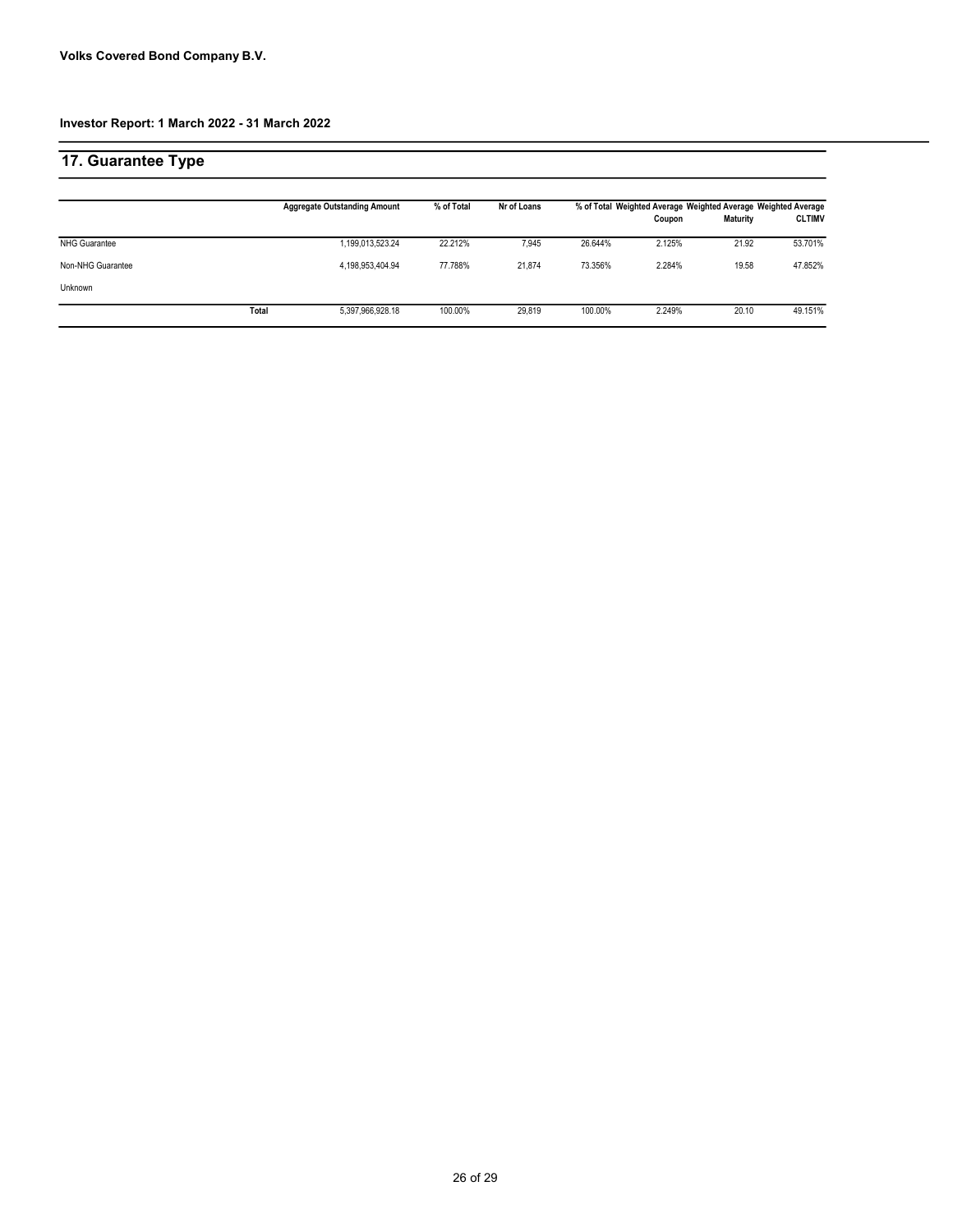**Volks Covered Bond Company B.V.**

**Investor Report: 1 March 2022 - 31 March 2022**

## 17. Guarantee Type

| | Aggregate Outstanding Amount | % of Total | Nr of Loans | % of Total | Weighted Average Coupon | Weighted Average Maturity | Weighted Average CLTIMV |
|---|---|---|---|---|---|---|---|
| NHG Guarantee | 1,199,013,523.24 | 22.212% | 7,945 | 26.644% | 2.125% | 21.92 | 53.701% |
| Non-NHG Guarantee | 4,198,953,404.94 | 77.788% | 21,874 | 73.356% | 2.284% | 19.58 | 47.852% |
| Unknown | | | | | | | |
| **Total** | 5,397,966,928.18 | 100.00% | 29,819 | 100.00% | 2.249% | 20.10 | 49.151% |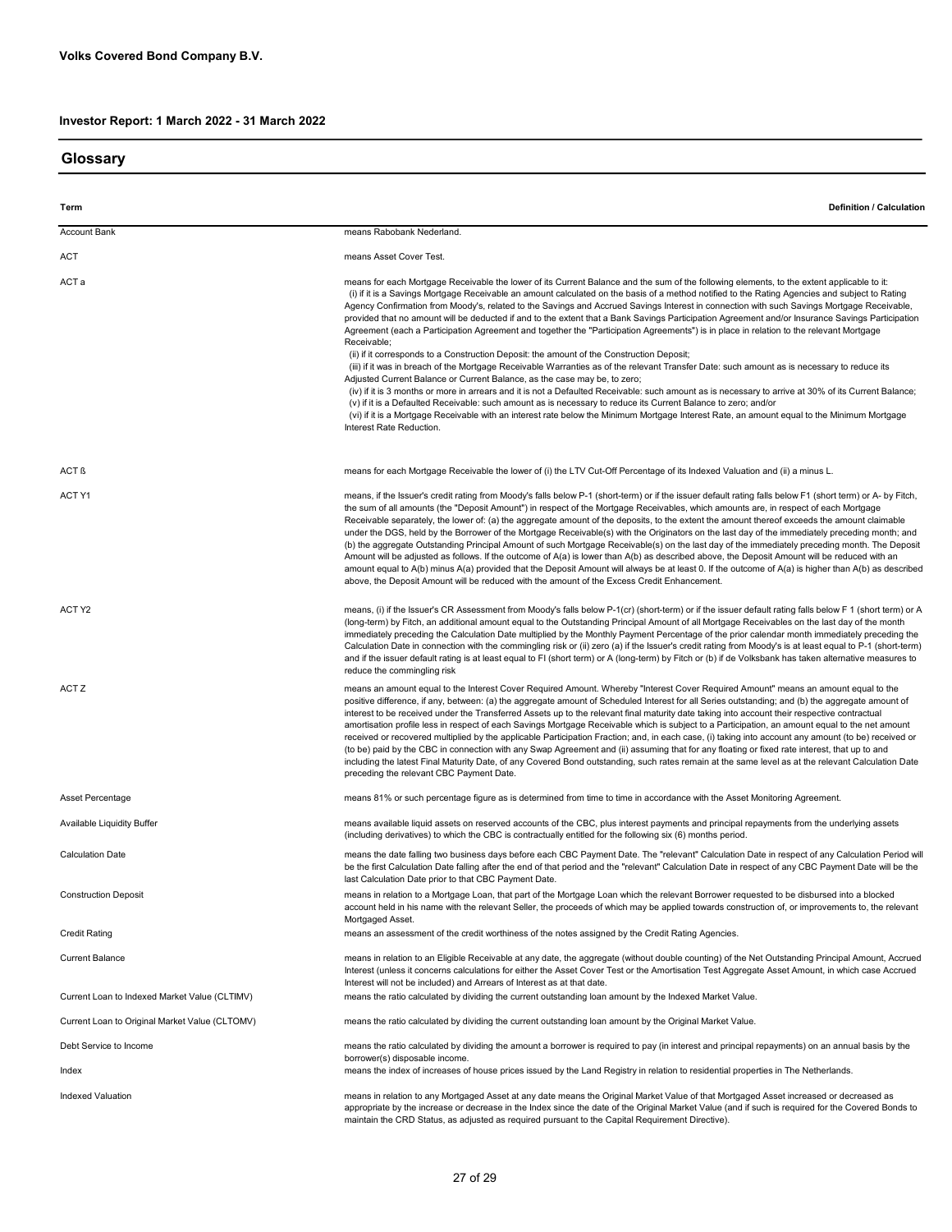**Volks Covered Bond Company B.V.**

**Investor Report: 1 March 2022 - 31 March 2022**

## Glossary

| Term | Definition / Calculation |
| --- | --- |
| Account Bank | means Rabobank Nederland. |
| ACT | means Asset Cover Test. |
| ACT a | means for each Mortgage Receivable the lower of its Current Balance and the sum of the following elements, to the extent applicable to it: (i) if it is a Savings Mortgage Receivable an amount calculated on the basis of a method notified to the Rating Agencies and subject to Rating Agency Confirmation from Moody's, related to the Savings and Accrued Savings Interest in connection with such Savings Mortgage Receivable, provided that no amount will be deducted if and to the extent that a Bank Savings Participation Agreement and/or Insurance Savings Participation Agreement (each a Participation Agreement and together the "Participation Agreements") is in place in relation to the relevant Mortgage Receivable; (ii) if it corresponds to a Construction Deposit: the amount of the Construction Deposit; (iii) if it was in breach of the Mortgage Receivable Warranties as of the relevant Transfer Date: such amount as is necessary to reduce its Adjusted Current Balance or Current Balance, as the case may be, to zero; (iv) if it is 3 months or more in arrears and it is not a Defaulted Receivable: such amount as is necessary to arrive at 30% of its Current Balance; (v) if it is a Defaulted Receivable: such amount as is necessary to reduce its Current Balance to zero; and/or (vi) if it is a Mortgage Receivable with an interest rate below the Minimum Mortgage Interest Rate, an amount equal to the Minimum Mortgage Interest Rate Reduction. |
| ACT ß | means for each Mortgage Receivable the lower of (i) the LTV Cut-Off Percentage of its Indexed Valuation and (ii) a minus L. |
| ACT Y1 | means, if the Issuer's credit rating from Moody's falls below P-1 (short-term) or if the issuer default rating falls below F1 (short term) or A- by Fitch, the sum of all amounts (the "Deposit Amount") in respect of the Mortgage Receivables, which amounts are, in respect of each Mortgage Receivable separately, the lower of: (a) the aggregate amount of the deposits, to the extent the amount thereof exceeds the amount claimable under the DGS, held by the Borrower of the Mortgage Receivable(s) with the Originators on the last day of the immediately preceding month; and (b) the aggregate Outstanding Principal Amount of such Mortgage Receivable(s) on the last day of the immediately preceding month. The Deposit Amount will be adjusted as follows. If the outcome of A(a) is lower than A(b) as described above, the Deposit Amount will be reduced with an amount equal to A(b) minus A(a) provided that the Deposit Amount will always be at least 0. If the outcome of A(a) is higher than A(b) as described above, the Deposit Amount will be reduced with the amount of the Excess Credit Enhancement. |
| ACT Y2 | means, (i) if the Issuer's CR Assessment from Moody's falls below P-1(cr) (short-term) or if the issuer default rating falls below F 1 (short term) or A (long-term) by Fitch, an additional amount equal to the Outstanding Principal Amount of all Mortgage Receivables on the last day of the month immediately preceding the Calculation Date multiplied by the Monthly Payment Percentage of the prior calendar month immediately preceding the Calculation Date in connection with the commingling risk or (ii) zero (a) if the Issuer's credit rating from Moody's is at least equal to P-1 (short-term) and if the issuer default rating is at least equal to FI (short term) or A (long-term) by Fitch or (b) if de Volksbank has taken alternative measures to reduce the commingling risk |
| ACT Z | means an amount equal to the Interest Cover Required Amount. Whereby "Interest Cover Required Amount" means an amount equal to the positive difference, if any, between: (a) the aggregate amount of Scheduled Interest for all Series outstanding; and (b) the aggregate amount of interest to be received under the Transferred Assets up to the relevant final maturity date taking into account their respective contractual amortisation profile less in respect of each Savings Mortgage Receivable which is subject to a Participation, an amount equal to the net amount received or recovered multiplied by the applicable Participation Fraction; and, in each case, (i) taking into account any amount (to be) received or (to be) paid by the CBC in connection with any Swap Agreement and (ii) assuming that for any floating or fixed rate interest, that up to and including the latest Final Maturity Date, of any Covered Bond outstanding, such rates remain at the same level as at the relevant Calculation Date preceding the relevant CBC Payment Date. |
| Asset Percentage | means 81% or such percentage figure as is determined from time to time in accordance with the Asset Monitoring Agreement. |
| Available Liquidity Buffer | means available liquid assets on reserved accounts of the CBC, plus interest payments and principal repayments from the underlying assets (including derivatives) to which the CBC is contractually entitled for the following six (6) months period. |
| Calculation Date | means the date falling two business days before each CBC Payment Date. The "relevant" Calculation Date in respect of any Calculation Period will be the first Calculation Date falling after the end of that period and the "relevant" Calculation Date in respect of any CBC Payment Date will be the last Calculation Date prior to that CBC Payment Date. |
| Construction Deposit | means in relation to a Mortgage Loan, that part of the Mortgage Loan which the relevant Borrower requested to be disbursed into a blocked account held in his name with the relevant Seller, the proceeds of which may be applied towards construction of, or improvements to, the relevant Mortgaged Asset. |
| Credit Rating | means an assessment of the credit worthiness of the notes assigned by the Credit Rating Agencies. |
| Current Balance | means in relation to an Eligible Receivable at any date, the aggregate (without double counting) of the Net Outstanding Principal Amount, Accrued Interest (unless it concerns calculations for either the Asset Cover Test or the Amortisation Test Aggregate Asset Amount, in which case Accrued Interest will not be included) and Arrears of Interest as at that date. |
| Current Loan to Indexed Market Value (CLTIMV) | means the ratio calculated by dividing the current outstanding loan amount by the Indexed Market Value. |
| Current Loan to Original Market Value (CLTOMV) | means the ratio calculated by dividing the current outstanding loan amount by the Original Market Value. |
| Debt Service to Income | means the ratio calculated by dividing the amount a borrower is required to pay (in interest and principal repayments) on an annual basis by the borrower(s) disposable income. |
| Index | means the index of increases of house prices issued by the Land Registry in relation to residential properties in The Netherlands. |
| Indexed Valuation | means in relation to any Mortgaged Asset at any date means the Original Market Value of that Mortgaged Asset increased or decreased as appropriate by the increase or decrease in the Index since the date of the Original Market Value (and if such is required for the Covered Bonds to maintain the CRD Status, as adjusted as required pursuant to the Capital Requirement Directive). |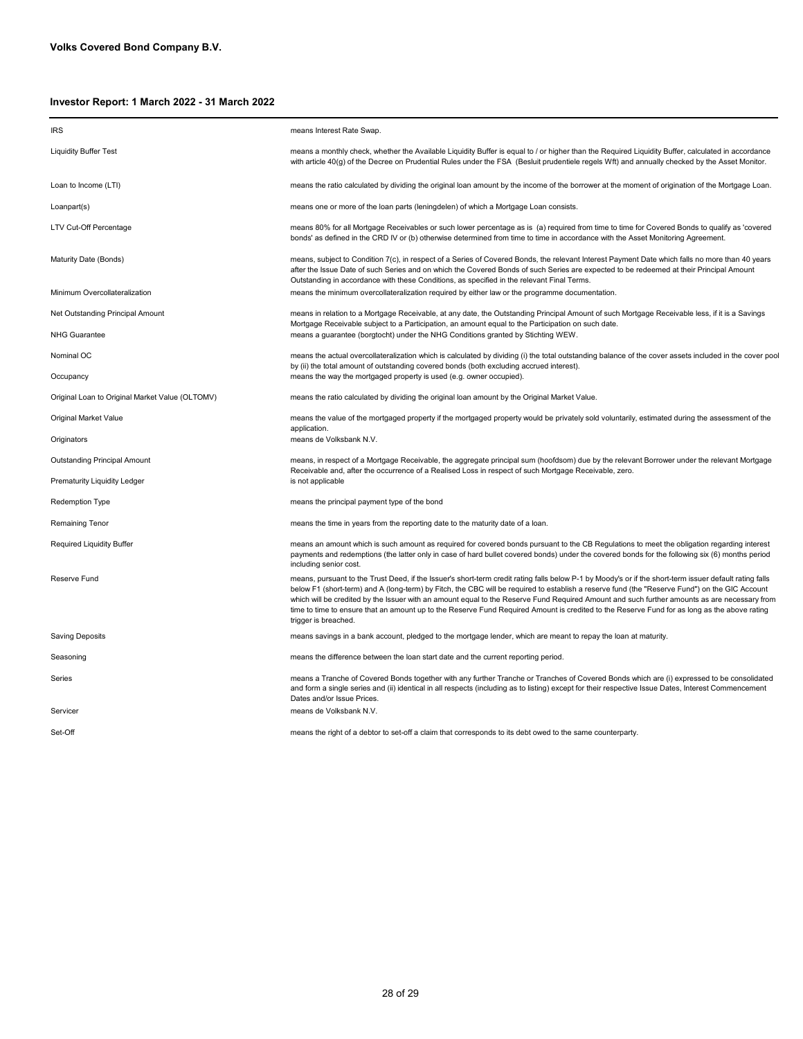**Volks Covered Bond Company B.V.**

**Investor Report: 1 March 2022 - 31 March 2022**

| | |
|---|---|
| IRS | means Interest Rate Swap. |
| Liquidity Buffer Test | means a monthly check, whether the Available Liquidity Buffer is equal to / or higher than the Required Liquidity Buffer, calculated in accordance with article 40(g) of the Decree on Prudential Rules under the FSA (Besluit prudentiele regels Wft) and annually checked by the Asset Monitor. |
| Loan to Income (LTI) | means the ratio calculated by dividing the original loan amount by the income of the borrower at the moment of origination of the Mortgage Loan. |
| Loanpart(s) | means one or more of the loan parts (leningdelen) of which a Mortgage Loan consists. |
| LTV Cut-Off Percentage | means 80% for all Mortgage Receivables or such lower percentage as is (a) required from time to time for Covered Bonds to qualify as 'covered bonds' as defined in the CRD IV or (b) otherwise determined from time to time in accordance with the Asset Monitoring Agreement. |
| Maturity Date (Bonds) | means, subject to Condition 7(c), in respect of a Series of Covered Bonds, the relevant Interest Payment Date which falls no more than 40 years after the Issue Date of such Series and on which the Covered Bonds of such Series are expected to be redeemed at their Principal Amount Outstanding in accordance with these Conditions, as specified in the relevant Final Terms. |
| Minimum Overcollateralization | means the minimum overcollateralization required by either law or the programme documentation. |
| Net Outstanding Principal Amount | means in relation to a Mortgage Receivable, at any date, the Outstanding Principal Amount of such Mortgage Receivable less, if it is a Savings Mortgage Receivable subject to a Participation, an amount equal to the Participation on such date. |
| NHG Guarantee | means a guarantee (borgtocht) under the NHG Conditions granted by Stichting WEW. |
| Nominal OC | means the actual overcollateralization which is calculated by dividing (i) the total outstanding balance of the cover assets included in the cover pool by (ii) the total amount of outstanding covered bonds (both excluding accrued interest). |
| Occupancy | means the way the mortgaged property is used (e.g. owner occupied). |
| Original Loan to Original Market Value (OLTOMV) | means the ratio calculated by dividing the original loan amount by the Original Market Value. |
| Original Market Value | means the value of the mortgaged property if the mortgaged property would be privately sold voluntarily, estimated during the assessment of the application. |
| Originators | means de Volksbank N.V. |
| Outstanding Principal Amount | means, in respect of a Mortgage Receivable, the aggregate principal sum (hoofdsom) due by the relevant Borrower under the relevant Mortgage Receivable and, after the occurrence of a Realised Loss in respect of such Mortgage Receivable, zero. |
| Prematurity Liquidity Ledger | is not applicable |
| Redemption Type | means the principal payment type of the bond |
| Remaining Tenor | means the time in years from the reporting date to the maturity date of a loan. |
| Required Liquidity Buffer | means an amount which is such amount as required for covered bonds pursuant to the CB Regulations to meet the obligation regarding interest payments and redemptions (the latter only in case of hard bullet covered bonds) under the covered bonds for the following six (6) months period including senior cost. |
| Reserve Fund | means, pursuant to the Trust Deed, if the Issuer's short-term credit rating falls below P-1 by Moody's or if the short-term issuer default rating falls below F1 (short-term) and A (long-term) by Fitch, the CBC will be required to establish a reserve fund (the "Reserve Fund") on the GIC Account which will be credited by the Issuer with an amount equal to the Reserve Fund Required Amount and such further amounts as are necessary from time to time to ensure that an amount up to the Reserve Fund Required Amount is credited to the Reserve Fund for as long as the above rating trigger is breached. |
| Saving Deposits | means savings in a bank account, pledged to the mortgage lender, which are meant to repay the loan at maturity. |
| Seasoning | means the difference between the loan start date and the current reporting period. |
| Series | means a Tranche of Covered Bonds together with any further Tranche or Tranches of Covered Bonds which are (i) expressed to be consolidated and form a single series and (ii) identical in all respects (including as to listing) except for their respective Issue Dates, Interest Commencement Dates and/or Issue Prices. |
| Servicer | means de Volksbank N.V. |
| Set-Off | means the right of a debtor to set-off a claim that corresponds to its debt owed to the same counterparty. |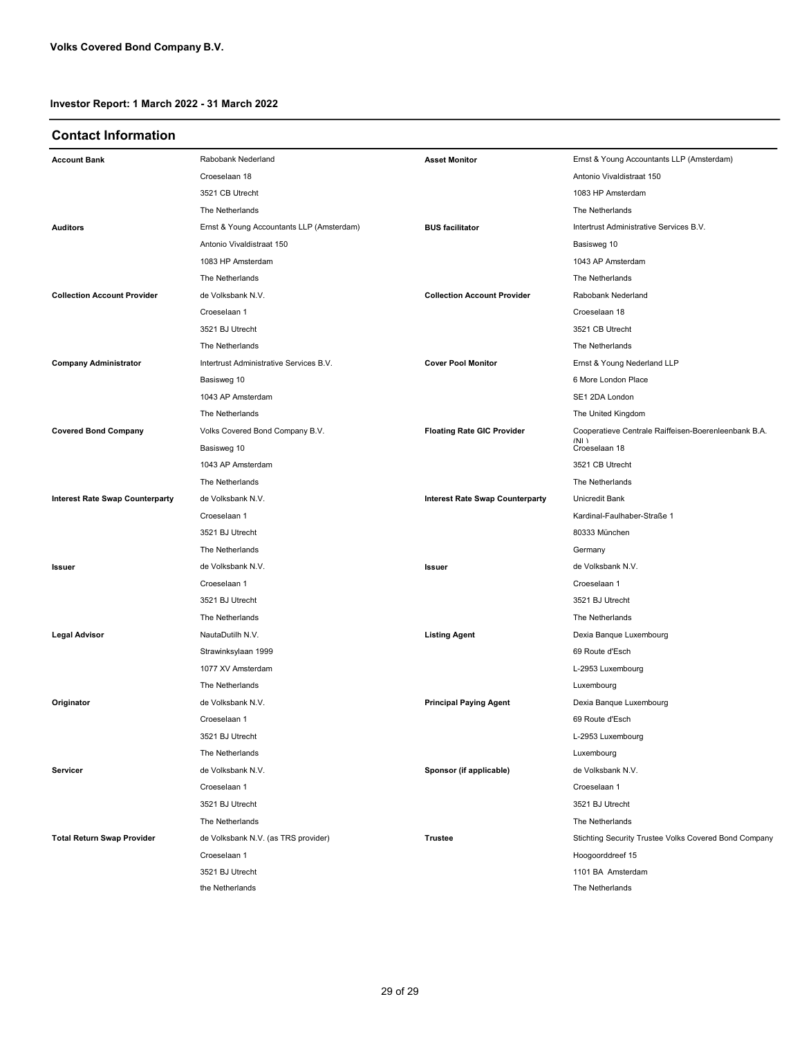**Volks Covered Bond Company B.V.**

**Investor Report: 1 March 2022 - 31 March 2022**

## Contact Information

| | | | |
|---|---|---|---|
| **Account Bank** | Rabobank Nederland | **Asset Monitor** | Ernst & Young Accountants LLP (Amsterdam) |
| | Croeselaan 18 | | Antonio Vivaldistraat 150 |
| | 3521 CB Utrecht | | 1083 HP Amsterdam |
| | The Netherlands | | The Netherlands |
| **Auditors** | Ernst & Young Accountants LLP (Amsterdam) | **BUS facilitator** | Intertrust Administrative Services B.V. |
| | Antonio Vivaldistraat 150 | | Basisweg 10 |
| | 1083 HP Amsterdam | | 1043 AP Amsterdam |
| | The Netherlands | | The Netherlands |
| **Collection Account Provider** | de Volksbank N.V. | **Collection Account Provider** | Rabobank Nederland |
| | Croeselaan 1 | | Croeselaan 18 |
| | 3521 BJ Utrecht | | 3521 CB Utrecht |
| | The Netherlands | | The Netherlands |
| **Company Administrator** | Intertrust Administrative Services B.V. | **Cover Pool Monitor** | Ernst & Young Nederland LLP |
| | Basisweg 10 | | 6 More London Place |
| | 1043 AP Amsterdam | | SE1 2DA London |
| | The Netherlands | | The United Kingdom |
| **Covered Bond Company** | Volks Covered Bond Company B.V. | **Floating Rate GIC Provider** | Cooperatieve Centrale Raiffeisen-Boerenleenbank B.A. (NL) |
| | Basisweg 10 | | Croeselaan 18 |
| | 1043 AP Amsterdam | | 3521 CB Utrecht |
| | The Netherlands | | The Netherlands |
| **Interest Rate Swap Counterparty** | de Volksbank N.V. | **Interest Rate Swap Counterparty** | Unicredit Bank |
| | Croeselaan 1 | | Kardinal-Faulhaber-Straße 1 |
| | 3521 BJ Utrecht | | 80333 München |
| | The Netherlands | | Germany |
| **Issuer** | de Volksbank N.V. | **Issuer** | de Volksbank N.V. |
| | Croeselaan 1 | | Croeselaan 1 |
| | 3521 BJ Utrecht | | 3521 BJ Utrecht |
| | The Netherlands | | The Netherlands |
| **Legal Advisor** | NautaDutilh N.V. | **Listing Agent** | Dexia Banque Luxembourg |
| | Strawinksylaan 1999 | | 69 Route d'Esch |
| | 1077 XV Amsterdam | | L-2953 Luxembourg |
| | The Netherlands | | Luxembourg |
| **Originator** | de Volksbank N.V. | **Principal Paying Agent** | Dexia Banque Luxembourg |
| | Croeselaan 1 | | 69 Route d'Esch |
| | 3521 BJ Utrecht | | L-2953 Luxembourg |
| | The Netherlands | | Luxembourg |
| **Servicer** | de Volksbank N.V. | **Sponsor (if applicable)** | de Volksbank N.V. |
| | Croeselaan 1 | | Croeselaan 1 |
| | 3521 BJ Utrecht | | 3521 BJ Utrecht |
| | The Netherlands | | The Netherlands |
| **Total Return Swap Provider** | de Volksbank N.V. (as TRS provider) | **Trustee** | Stichting Security Trustee Volks Covered Bond Company |
| | Croeselaan 1 | | Hoogoorddreef 15 |
| | 3521 BJ Utrecht | | 1101 BA Amsterdam |
| | the Netherlands | | The Netherlands |